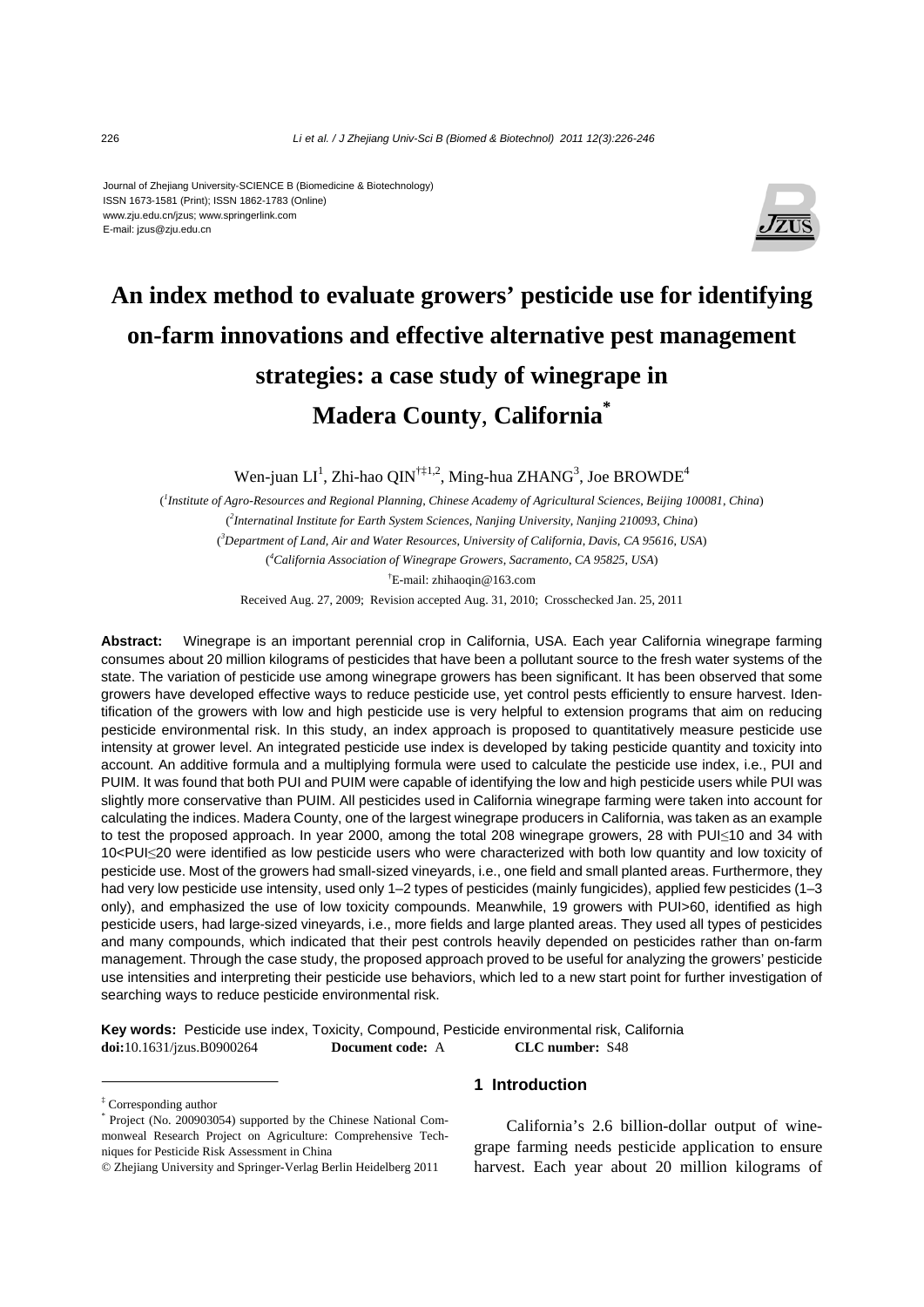Journal of Zhejiang University-SCIENCE B (Biomedicine & Biotechnology)
ISSN 1673-1581 (Print); ISSN 1862-1783 (Online)
www.zju.edu.cn/jzus; www.springerlink.com
E-mail: jzus@zju.edu.cn

# An index method to evaluate growers' pesticide use for identifying on-farm innovations and effective alternative pest management strategies: a case study of winegrape in Madera County, California*

Wen-juan LI[1], Zhi-hao QIN[†‡1,2], Ming-hua ZHANG[3], Joe BROWDE[4]

([1]*Institute of Agro-Resources and Regional Planning, Chinese Academy of Agricultural Sciences, Beijing 100081, China*)
([2]*Internatinal Institute for Earth System Sciences, Nanjing University, Nanjing 210093, China*)
([3]*Department of Land, Air and Water Resources, University of California, Davis, CA 95616, USA*)
([4]*California Association of Winegrape Growers, Sacramento, CA 95825, USA*)
[†]E-mail: zhihaoqin@163.com

Received Aug. 27, 2009; Revision accepted Aug. 31, 2010; Crosschecked Jan. 25, 2011

**Abstract:** Winegrape is an important perennial crop in California, USA. Each year California winegrape farming consumes about 20 million kilograms of pesticides that have been a pollutant source to the fresh water systems of the state. The variation of pesticide use among winegrape growers has been significant. It has been observed that some growers have developed effective ways to reduce pesticide use, yet control pests efficiently to ensure harvest. Identification of the growers with low and high pesticide use is very helpful to extension programs that aim on reducing pesticide environmental risk. In this study, an index approach is proposed to quantitatively measure pesticide use intensity at grower level. An integrated pesticide use index is developed by taking pesticide quantity and toxicity into account. An additive formula and a multiplying formula were used to calculate the pesticide use index, i.e., PUI and PUIM. It was found that both PUI and PUIM were capable of identifying the low and high pesticide users while PUI was slightly more conservative than PUIM. All pesticides used in California winegrape farming were taken into account for calculating the indices. Madera County, one of the largest winegrape producers in California, was taken as an example to test the proposed approach. In year 2000, among the total 208 winegrape growers, 28 with PUI≤10 and 34 with 10<PUI≤20 were identified as low pesticide users who were characterized with both low quantity and low toxicity of pesticide use. Most of the growers had small-sized vineyards, i.e., one field and small planted areas. Furthermore, they had very low pesticide use intensity, used only 1–2 types of pesticides (mainly fungicides), applied few pesticides (1–3 only), and emphasized the use of low toxicity compounds. Meanwhile, 19 growers with PUI>60, identified as high pesticide users, had large-sized vineyards, i.e., more fields and large planted areas. They used all types of pesticides and many compounds, which indicated that their pest controls heavily depended on pesticides rather than on-farm management. Through the case study, the proposed approach proved to be useful for analyzing the growers' pesticide use intensities and interpreting their pesticide use behaviors, which led to a new start point for further investigation of searching ways to reduce pesticide environmental risk.

**Key words:** Pesticide use index, Toxicity, Compound, Pesticide environmental risk, California
**doi:**10.1631/jzus.B0900264 **Document code:** A **CLC number:** S48

## 1 Introduction

California's 2.6 billion-dollar output of winegrape farming needs pesticide application to ensure harvest. Each year about 20 million kilograms of

---

‡ Corresponding author
\* Project (No. 200903054) supported by the Chinese National Commonweal Research Project on Agriculture: Comprehensive Techniques for Pesticide Risk Assessment in China
© Zhejiang University and Springer-Verlag Berlin Heidelberg 2011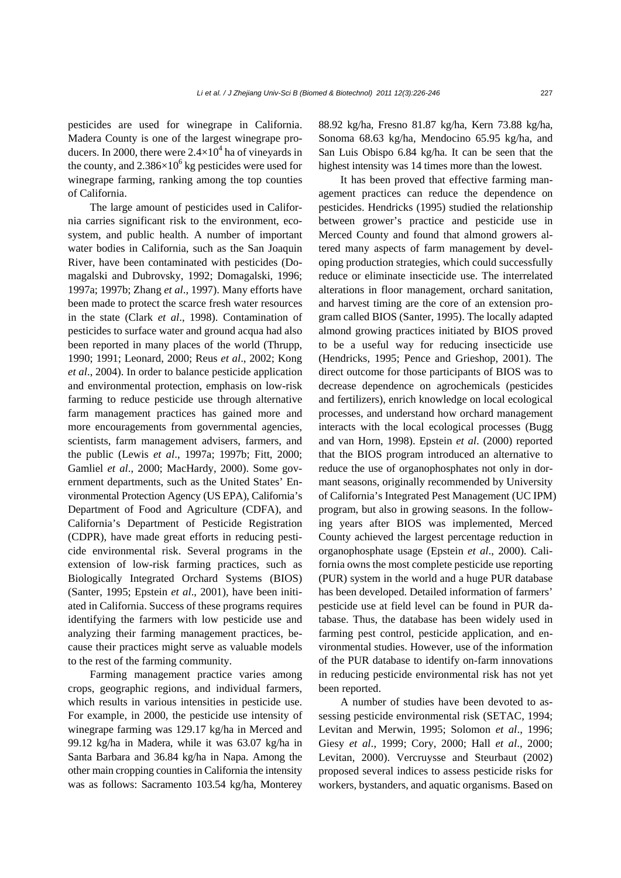pesticides are used for winegrape in California. Madera County is one of the largest winegrape producers. In 2000, there were $2.4\times10^4$ ha of vineyards in the county, and $2.386\times10^6$ kg pesticides were used for winegrape farming, ranking among the top counties of California.

The large amount of pesticides used in California carries significant risk to the environment, ecosystem, and public health. A number of important water bodies in California, such as the San Joaquin River, have been contaminated with pesticides (Domagalski and Dubrovsky, 1992; Domagalski, 1996; 1997a; 1997b; Zhang *et al*., 1997). Many efforts have been made to protect the scarce fresh water resources in the state (Clark *et al*., 1998). Contamination of pesticides to surface water and ground acqua had also been reported in many places of the world (Thrupp, 1990; 1991; Leonard, 2000; Reus *et al*., 2002; Kong *et al*., 2004). In order to balance pesticide application and environmental protection, emphasis on low-risk farming to reduce pesticide use through alternative farm management practices has gained more and more encouragements from governmental agencies, scientists, farm management advisers, farmers, and the public (Lewis *et al*., 1997a; 1997b; Fitt, 2000; Gamliel *et al*., 2000; MacHardy, 2000). Some government departments, such as the United States' Environmental Protection Agency (US EPA), California's Department of Food and Agriculture (CDFA), and California's Department of Pesticide Registration (CDPR), have made great efforts in reducing pesticide environmental risk. Several programs in the extension of low-risk farming practices, such as Biologically Integrated Orchard Systems (BIOS) (Santer, 1995; Epstein *et al*., 2001), have been initiated in California. Success of these programs requires identifying the farmers with low pesticide use and analyzing their farming management practices, because their practices might serve as valuable models to the rest of the farming community.

Farming management practice varies among crops, geographic regions, and individual farmers, which results in various intensities in pesticide use. For example, in 2000, the pesticide use intensity of winegrape farming was 129.17 kg/ha in Merced and 99.12 kg/ha in Madera, while it was 63.07 kg/ha in Santa Barbara and 36.84 kg/ha in Napa. Among the other main cropping counties in California the intensity was as follows: Sacramento 103.54 kg/ha, Monterey 88.92 kg/ha, Fresno 81.87 kg/ha, Kern 73.88 kg/ha, Sonoma 68.63 kg/ha, Mendocino 65.95 kg/ha, and San Luis Obispo 6.84 kg/ha. It can be seen that the highest intensity was 14 times more than the lowest.

It has been proved that effective farming management practices can reduce the dependence on pesticides. Hendricks (1995) studied the relationship between grower's practice and pesticide use in Merced County and found that almond growers altered many aspects of farm management by developing production strategies, which could successfully reduce or eliminate insecticide use. The interrelated alterations in floor management, orchard sanitation, and harvest timing are the core of an extension program called BIOS (Santer, 1995). The locally adapted almond growing practices initiated by BIOS proved to be a useful way for reducing insecticide use (Hendricks, 1995; Pence and Grieshop, 2001). The direct outcome for those participants of BIOS was to decrease dependence on agrochemicals (pesticides and fertilizers), enrich knowledge on local ecological processes, and understand how orchard management interacts with the local ecological processes (Bugg and van Horn, 1998). Epstein *et al*. (2000) reported that the BIOS program introduced an alternative to reduce the use of organophosphates not only in dormant seasons, originally recommended by University of California's Integrated Pest Management (UC IPM) program, but also in growing seasons. In the following years after BIOS was implemented, Merced County achieved the largest percentage reduction in organophosphate usage (Epstein *et al*., 2000). California owns the most complete pesticide use reporting (PUR) system in the world and a huge PUR database has been developed. Detailed information of farmers' pesticide use at field level can be found in PUR database. Thus, the database has been widely used in farming pest control, pesticide application, and environmental studies. However, use of the information of the PUR database to identify on-farm innovations in reducing pesticide environmental risk has not yet been reported.

A number of studies have been devoted to assessing pesticide environmental risk (SETAC, 1994; Levitan and Merwin, 1995; Solomon *et al*., 1996; Giesy *et al*., 1999; Cory, 2000; Hall *et al*., 2000; Levitan, 2000). Vercruysse and Steurbaut (2002) proposed several indices to assess pesticide risks for workers, bystanders, and aquatic organisms. Based on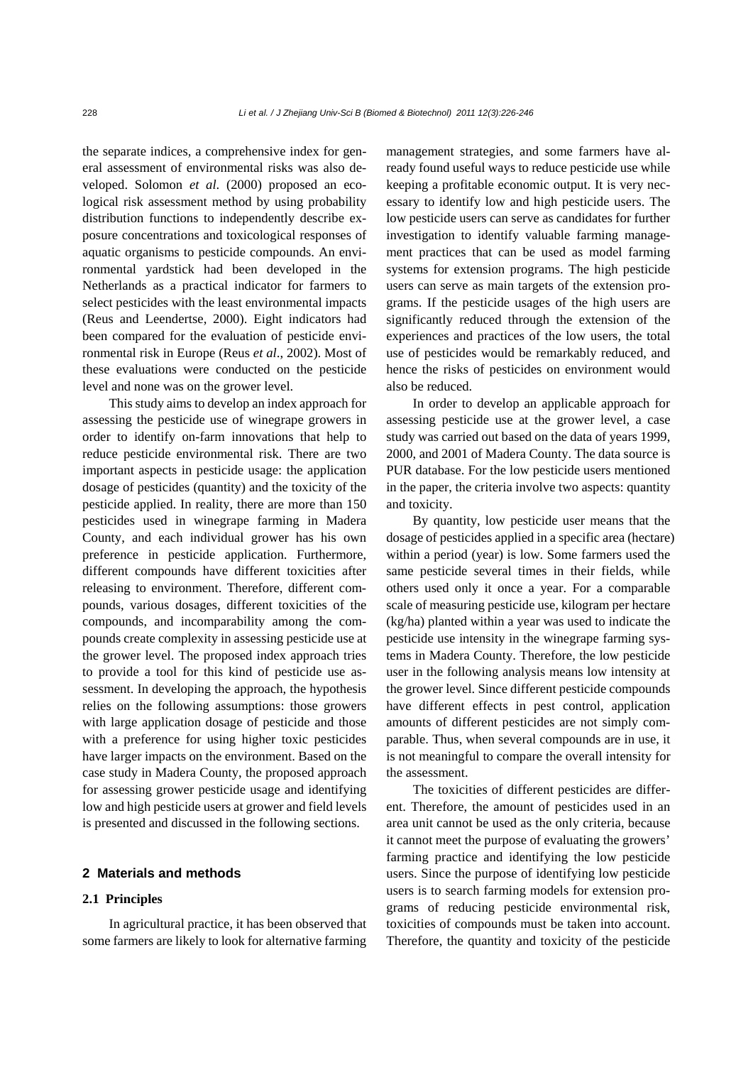the separate indices, a comprehensive index for general assessment of environmental risks was also developed. Solomon *et al*. (2000) proposed an ecological risk assessment method by using probability distribution functions to independently describe exposure concentrations and toxicological responses of aquatic organisms to pesticide compounds. An environmental yardstick had been developed in the Netherlands as a practical indicator for farmers to select pesticides with the least environmental impacts (Reus and Leendertse, 2000). Eight indicators had been compared for the evaluation of pesticide environmental risk in Europe (Reus *et al*., 2002). Most of these evaluations were conducted on the pesticide level and none was on the grower level.

This study aims to develop an index approach for assessing the pesticide use of winegrape growers in order to identify on-farm innovations that help to reduce pesticide environmental risk. There are two important aspects in pesticide usage: the application dosage of pesticides (quantity) and the toxicity of the pesticide applied. In reality, there are more than 150 pesticides used in winegrape farming in Madera County, and each individual grower has his own preference in pesticide application. Furthermore, different compounds have different toxicities after releasing to environment. Therefore, different compounds, various dosages, different toxicities of the compounds, and incomparability among the compounds create complexity in assessing pesticide use at the grower level. The proposed index approach tries to provide a tool for this kind of pesticide use assessment. In developing the approach, the hypothesis relies on the following assumptions: those growers with large application dosage of pesticide and those with a preference for using higher toxic pesticides have larger impacts on the environment. Based on the case study in Madera County, the proposed approach for assessing grower pesticide usage and identifying low and high pesticide users at grower and field levels is presented and discussed in the following sections.

## 2 Materials and methods

### 2.1 Principles

In agricultural practice, it has been observed that some farmers are likely to look for alternative farming management strategies, and some farmers have already found useful ways to reduce pesticide use while keeping a profitable economic output. It is very necessary to identify low and high pesticide users. The low pesticide users can serve as candidates for further investigation to identify valuable farming management practices that can be used as model farming systems for extension programs. The high pesticide users can serve as main targets of the extension programs. If the pesticide usages of the high users are significantly reduced through the extension of the experiences and practices of the low users, the total use of pesticides would be remarkably reduced, and hence the risks of pesticides on environment would also be reduced.

In order to develop an applicable approach for assessing pesticide use at the grower level, a case study was carried out based on the data of years 1999, 2000, and 2001 of Madera County. The data source is PUR database. For the low pesticide users mentioned in the paper, the criteria involve two aspects: quantity and toxicity.

By quantity, low pesticide user means that the dosage of pesticides applied in a specific area (hectare) within a period (year) is low. Some farmers used the same pesticide several times in their fields, while others used only it once a year. For a comparable scale of measuring pesticide use, kilogram per hectare (kg/ha) planted within a year was used to indicate the pesticide use intensity in the winegrape farming systems in Madera County. Therefore, the low pesticide user in the following analysis means low intensity at the grower level. Since different pesticide compounds have different effects in pest control, application amounts of different pesticides are not simply comparable. Thus, when several compounds are in use, it is not meaningful to compare the overall intensity for the assessment.

The toxicities of different pesticides are different. Therefore, the amount of pesticides used in an area unit cannot be used as the only criteria, because it cannot meet the purpose of evaluating the growers' farming practice and identifying the low pesticide users. Since the purpose of identifying low pesticide users is to search farming models for extension programs of reducing pesticide environmental risk, toxicities of compounds must be taken into account. Therefore, the quantity and toxicity of the pesticide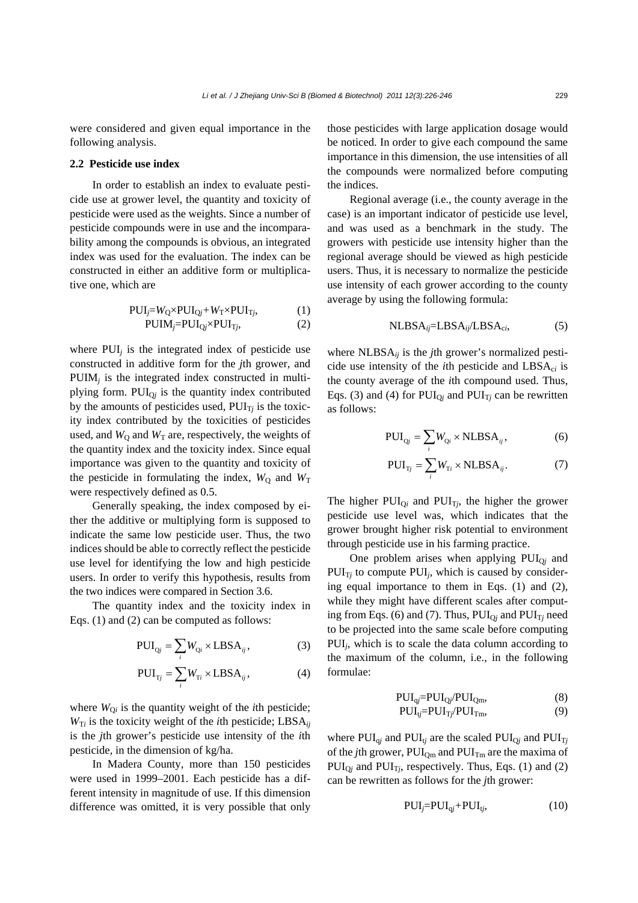were considered and given equal importance in the following analysis.

### 2.2 Pesticide use index

In order to establish an index to evaluate pesticide use at grower level, the quantity and toxicity of pesticide were used as the weights. Since a number of pesticide compounds were in use and the incomparability among the compounds is obvious, an integrated index was used for the evaluation. The index can be constructed in either an additive form or multiplicative one, which are

$$\mathrm{PUI}_j = W_\mathrm{Q} \times \mathrm{PUI}_{\mathrm{Q}j} + W_\mathrm{T} \times \mathrm{PUI}_{\mathrm{T}j}, \tag{1}$$

$$\mathrm{PUIM}_j = \mathrm{PUI}_{\mathrm{Q}j} \times \mathrm{PUI}_{\mathrm{T}j}, \tag{2}$$

where $\mathrm{PUI}_j$ is the integrated index of pesticide use constructed in additive form for the $j$th grower, and $\mathrm{PUIM}_j$ is the integrated index constructed in multiplying form. $\mathrm{PUI}_{\mathrm{Q}j}$ is the quantity index contributed by the amounts of pesticides used, $\mathrm{PUI}_{\mathrm{T}j}$ is the toxicity index contributed by the toxicities of pesticides used, and $W_\mathrm{Q}$ and $W_\mathrm{T}$ are, respectively, the weights of the quantity index and the toxicity index. Since equal importance was given to the quantity and toxicity of the pesticide in formulating the index, $W_\mathrm{Q}$ and $W_\mathrm{T}$ were respectively defined as 0.5.

Generally speaking, the index composed by either the additive or multiplying form is supposed to indicate the same low pesticide user. Thus, the two indices should be able to correctly reflect the pesticide use level for identifying the low and high pesticide users. In order to verify this hypothesis, results from the two indices were compared in Section 3.6.

The quantity index and the toxicity index in Eqs. (1) and (2) can be computed as follows:

$$\mathrm{PUI}_{\mathrm{Q}j} = \sum_i W_{\mathrm{Q}i} \times \mathrm{LBSA}_{ij}, \tag{3}$$

$$\mathrm{PUI}_{\mathrm{T}j} = \sum_i W_{\mathrm{T}i} \times \mathrm{LBSA}_{ij}, \tag{4}$$

where $W_{\mathrm{Q}i}$ is the quantity weight of the $i$th pesticide; $W_{\mathrm{T}i}$ is the toxicity weight of the $i$th pesticide; $\mathrm{LBSA}_{ij}$ is the $j$th grower's pesticide use intensity of the $i$th pesticide, in the dimension of kg/ha.

In Madera County, more than 150 pesticides were used in 1999–2001. Each pesticide has a different intensity in magnitude of use. If this dimension difference was omitted, it is very possible that only those pesticides with large application dosage would be noticed. In order to give each compound the same importance in this dimension, the use intensities of all the compounds were normalized before computing the indices.

Regional average (i.e., the county average in the case) is an important indicator of pesticide use level, and was used as a benchmark in the study. The growers with pesticide use intensity higher than the regional average should be viewed as high pesticide users. Thus, it is necessary to normalize the pesticide use intensity of each grower according to the county average by using the following formula:

$$\mathrm{NLBSA}_{ij} = \mathrm{LBSA}_{ij} / \mathrm{LBSA}_{ci}, \tag{5}$$

where $\mathrm{NLBSA}_{ij}$ is the $j$th grower's normalized pesticide use intensity of the $i$th pesticide and $\mathrm{LBSA}_{ci}$ is the county average of the $i$th compound used. Thus, Eqs. (3) and (4) for $\mathrm{PUI}_{\mathrm{Q}j}$ and $\mathrm{PUI}_{\mathrm{T}j}$ can be rewritten as follows:

$$\mathrm{PUI}_{\mathrm{Q}j} = \sum_i W_{\mathrm{Q}i} \times \mathrm{NLBSA}_{ij}, \tag{6}$$

$$\mathrm{PUI}_{\mathrm{T}j} = \sum_i W_{\mathrm{T}i} \times \mathrm{NLBSA}_{ij}. \tag{7}$$

The higher $\mathrm{PUI}_{\mathrm{Q}i}$ and $\mathrm{PUI}_{\mathrm{T}j}$, the higher the grower pesticide use level was, which indicates that the grower brought higher risk potential to environment through pesticide use in his farming practice.

One problem arises when applying $\mathrm{PUI}_{\mathrm{Q}j}$ and $\mathrm{PUI}_{\mathrm{T}j}$ to compute $\mathrm{PUI}_j$, which is caused by considering equal importance to them in Eqs. (1) and (2), while they might have different scales after computing from Eqs. (6) and (7). Thus, $\mathrm{PUI}_{\mathrm{Q}j}$ and $\mathrm{PUI}_{\mathrm{T}j}$ need to be projected into the same scale before computing $\mathrm{PUI}_j$, which is to scale the data column according to the maximum of the column, i.e., in the following formulae:

$$\mathrm{PUI}_{\mathrm{q}j} = \mathrm{PUI}_{\mathrm{Q}j} / \mathrm{PUI}_{\mathrm{Qm}}, \tag{8}$$

$$\mathrm{PUI}_{\mathrm{t}j} = \mathrm{PUI}_{\mathrm{T}j} / \mathrm{PUI}_{\mathrm{Tm}}, \tag{9}$$

where $\mathrm{PUI}_{\mathrm{q}j}$ and $\mathrm{PUI}_{\mathrm{t}j}$ are the scaled $\mathrm{PUI}_{\mathrm{Q}j}$ and $\mathrm{PUI}_{\mathrm{T}j}$ of the $j$th grower, $\mathrm{PUI}_{\mathrm{Qm}}$ and $\mathrm{PUI}_{\mathrm{Tm}}$ are the maxima of $\mathrm{PUI}_{\mathrm{Q}j}$ and $\mathrm{PUI}_{\mathrm{T}j}$, respectively. Thus, Eqs. (1) and (2) can be rewritten as follows for the $j$th grower:

$$\mathrm{PUI}_j = \mathrm{PUI}_{\mathrm{q}j} + \mathrm{PUI}_{\mathrm{t}j}, \tag{10}$$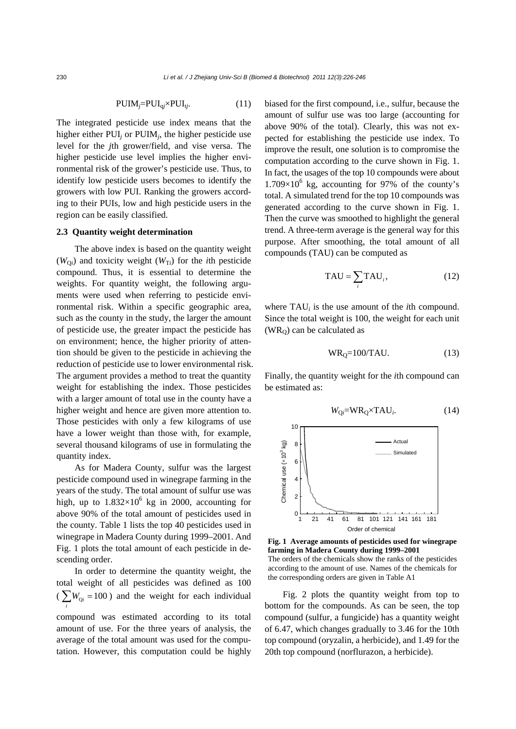$$\text{PUIM}_j=\text{PUI}_{qj}\times\text{PUI}_{tj}. \tag{11}$$

The integrated pesticide use index means that the higher either $\text{PUI}_j$ or $\text{PUIM}_j$, the higher pesticide use level for the $j$th grower/field, and vise versa. The higher pesticide use level implies the higher environmental risk of the grower's pesticide use. Thus, to identify low pesticide users becomes to identify the growers with low PUI. Ranking the growers according to their PUIs, low and high pesticide users in the region can be easily classified.

### 2.3 Quantity weight determination

The above index is based on the quantity weight ($W_{Qi}$) and toxicity weight ($W_{Ti}$) for the $i$th pesticide compound. Thus, it is essential to determine the weights. For quantity weight, the following arguments were used when referring to pesticide environmental risk. Within a specific geographic area, such as the county in the study, the larger the amount of pesticide use, the greater impact the pesticide has on environment; hence, the higher priority of attention should be given to the pesticide in achieving the reduction of pesticide use to lower environmental risk. The argument provides a method to treat the quantity weight for establishing the index. Those pesticides with a larger amount of total use in the county have a higher weight and hence are given more attention to. Those pesticides with only a few kilograms of use have a lower weight than those with, for example, several thousand kilograms of use in formulating the quantity index.

As for Madera County, sulfur was the largest pesticide compound used in winegrape farming in the years of the study. The total amount of sulfur use was high, up to $1.832\times10^6$ kg in 2000, accounting for above 90% of the total amount of pesticides used in the county. Table 1 lists the top 40 pesticides used in winegrape in Madera County during 1999–2001. And Fig. 1 plots the total amount of each pesticide in descending order.

In order to determine the quantity weight, the total weight of all pesticides was defined as 100 ($\sum_i W_{Qi}=100$) and the weight for each individual compound was estimated according to its total amount of use. For the three years of analysis, the average of the total amount was used for the computation. However, this computation could be highly biased for the first compound, i.e., sulfur, because the amount of sulfur use was too large (accounting for above 90% of the total). Clearly, this was not expected for establishing the pesticide use index. To improve the result, one solution is to compromise the computation according to the curve shown in Fig. 1. In fact, the usages of the top 10 compounds were about $1.709\times10^6$ kg, accounting for 97% of the county's total. A simulated trend for the top 10 compounds was generated according to the curve shown in Fig. 1. Then the curve was smoothed to highlight the general trend. A three-term average is the general way for this purpose. After smoothing, the total amount of all compounds (TAU) can be computed as

$$\text{TAU}=\sum_i \text{TAU}_i, \tag{12}$$

where $\text{TAU}_i$ is the use amount of the $i$th compound. Since the total weight is 100, the weight for each unit ($\text{WR}_\text{Q}$) can be calculated as

$$\text{WR}_\text{Q}=100/\text{TAU}. \tag{13}$$

Finally, the quantity weight for the $i$th compound can be estimated as:

$$W_{Qi}=\text{WR}_\text{Q}\times\text{TAU}_i. \tag{14}$$

**Fig. 1 Average amounts of pesticides used for winegrape farming in Madera County during 1999–2001**
The orders of the chemicals show the ranks of the pesticides according to the amount of use. Names of the chemicals for the corresponding orders are given in Table A1

Fig. 2 plots the quantity weight from top to bottom for the compounds. As can be seen, the top compound (sulfur, a fungicide) has a quantity weight of 6.47, which changes gradually to 3.46 for the 10th top compound (oryzalin, a herbicide), and 1.49 for the 20th top compound (norflurazon, a herbicide).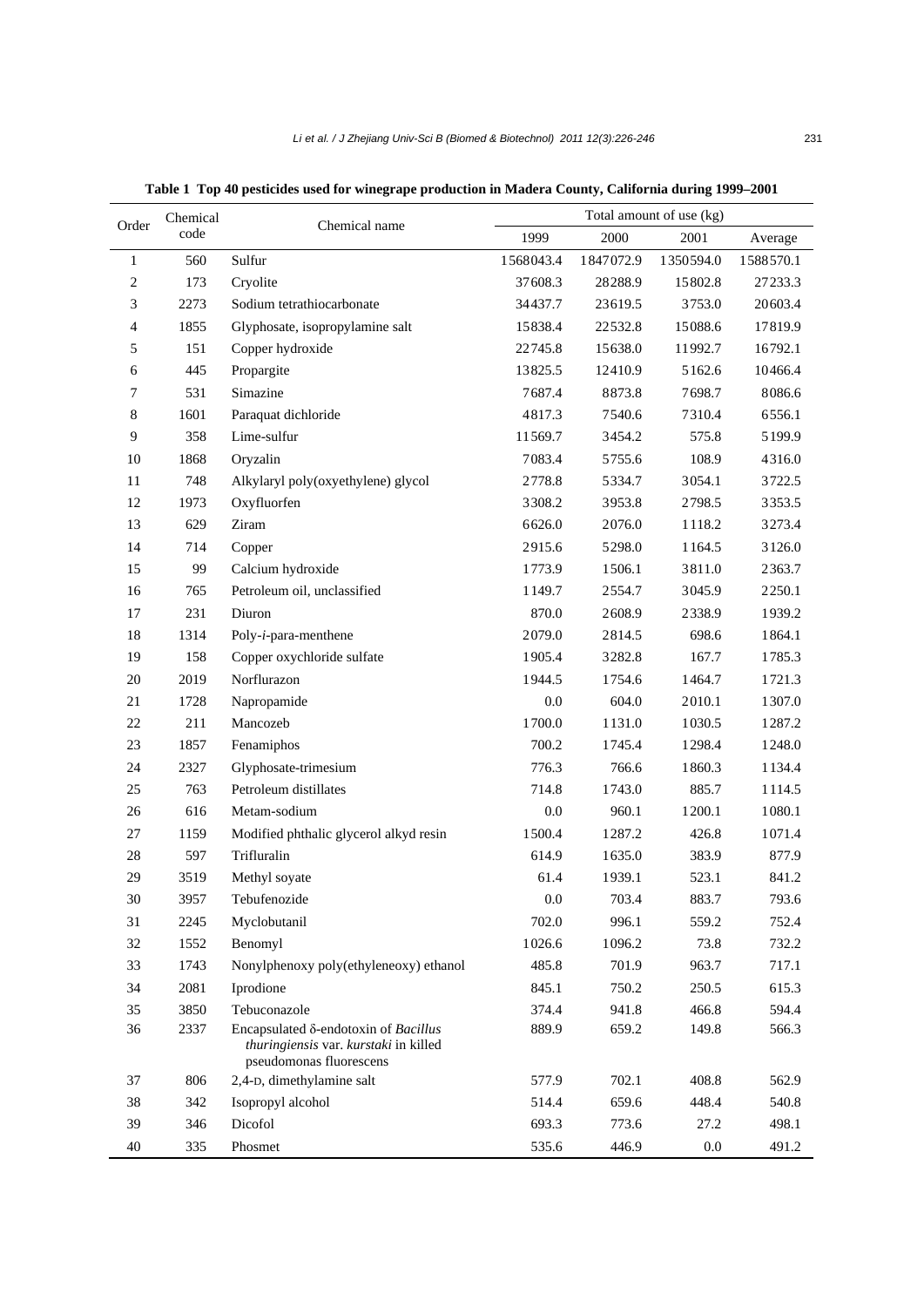**Table 1 Top 40 pesticides used for winegrape production in Madera County, California during 1999–2001**

| Order | Chemical code | Chemical name | Total amount of use (kg) | | | |
|---|---|---|---|---|---|---|
| | | | 1999 | 2000 | 2001 | Average |
| 1 | 560 | Sulfur | 1568043.4 | 1847072.9 | 1350594.0 | 1588570.1 |
| 2 | 173 | Cryolite | 37608.3 | 28288.9 | 15802.8 | 27233.3 |
| 3 | 2273 | Sodium tetrathiocarbonate | 34437.7 | 23619.5 | 3753.0 | 20603.4 |
| 4 | 1855 | Glyphosate, isopropylamine salt | 15838.4 | 22532.8 | 15088.6 | 17819.9 |
| 5 | 151 | Copper hydroxide | 22745.8 | 15638.0 | 11992.7 | 16792.1 |
| 6 | 445 | Propargite | 13825.5 | 12410.9 | 5162.6 | 10466.4 |
| 7 | 531 | Simazine | 7687.4 | 8873.8 | 7698.7 | 8086.6 |
| 8 | 1601 | Paraquat dichloride | 4817.3 | 7540.6 | 7310.4 | 6556.1 |
| 9 | 358 | Lime-sulfur | 11569.7 | 3454.2 | 575.8 | 5199.9 |
| 10 | 1868 | Oryzalin | 7083.4 | 5755.6 | 108.9 | 4316.0 |
| 11 | 748 | Alkylaryl poly(oxyethylene) glycol | 2778.8 | 5334.7 | 3054.1 | 3722.5 |
| 12 | 1973 | Oxyfluorfen | 3308.2 | 3953.8 | 2798.5 | 3353.5 |
| 13 | 629 | Ziram | 6626.0 | 2076.0 | 1118.2 | 3273.4 |
| 14 | 714 | Copper | 2915.6 | 5298.0 | 1164.5 | 3126.0 |
| 15 | 99 | Calcium hydroxide | 1773.9 | 1506.1 | 3811.0 | 2363.7 |
| 16 | 765 | Petroleum oil, unclassified | 1149.7 | 2554.7 | 3045.9 | 2250.1 |
| 17 | 231 | Diuron | 870.0 | 2608.9 | 2338.9 | 1939.2 |
| 18 | 1314 | Poly-*i*-para-menthene | 2079.0 | 2814.5 | 698.6 | 1864.1 |
| 19 | 158 | Copper oxychloride sulfate | 1905.4 | 3282.8 | 167.7 | 1785.3 |
| 20 | 2019 | Norflurazon | 1944.5 | 1754.6 | 1464.7 | 1721.3 |
| 21 | 1728 | Napropamide | 0.0 | 604.0 | 2010.1 | 1307.0 |
| 22 | 211 | Mancozeb | 1700.0 | 1131.0 | 1030.5 | 1287.2 |
| 23 | 1857 | Fenamiphos | 700.2 | 1745.4 | 1298.4 | 1248.0 |
| 24 | 2327 | Glyphosate-trimesium | 776.3 | 766.6 | 1860.3 | 1134.4 |
| 25 | 763 | Petroleum distillates | 714.8 | 1743.0 | 885.7 | 1114.5 |
| 26 | 616 | Metam-sodium | 0.0 | 960.1 | 1200.1 | 1080.1 |
| 27 | 1159 | Modified phthalic glycerol alkyd resin | 1500.4 | 1287.2 | 426.8 | 1071.4 |
| 28 | 597 | Trifluralin | 614.9 | 1635.0 | 383.9 | 877.9 |
| 29 | 3519 | Methyl soyate | 61.4 | 1939.1 | 523.1 | 841.2 |
| 30 | 3957 | Tebufenozide | 0.0 | 703.4 | 883.7 | 793.6 |
| 31 | 2245 | Myclobutanil | 702.0 | 996.1 | 559.2 | 752.4 |
| 32 | 1552 | Benomyl | 1026.6 | 1096.2 | 73.8 | 732.2 |
| 33 | 1743 | Nonylphenoxy poly(ethyleneoxy) ethanol | 485.8 | 701.9 | 963.7 | 717.1 |
| 34 | 2081 | Iprodione | 845.1 | 750.2 | 250.5 | 615.3 |
| 35 | 3850 | Tebuconazole | 374.4 | 941.8 | 466.8 | 594.4 |
| 36 | 2337 | Encapsulated δ-endotoxin of *Bacillus thuringiensis* var. *kurstaki* in killed pseudomonas fluorescens | 889.9 | 659.2 | 149.8 | 566.3 |
| 37 | 806 | 2,4-D, dimethylamine salt | 577.9 | 702.1 | 408.8 | 562.9 |
| 38 | 342 | Isopropyl alcohol | 514.4 | 659.6 | 448.4 | 540.8 |
| 39 | 346 | Dicofol | 693.3 | 773.6 | 27.2 | 498.1 |
| 40 | 335 | Phosmet | 535.6 | 446.9 | 0.0 | 491.2 |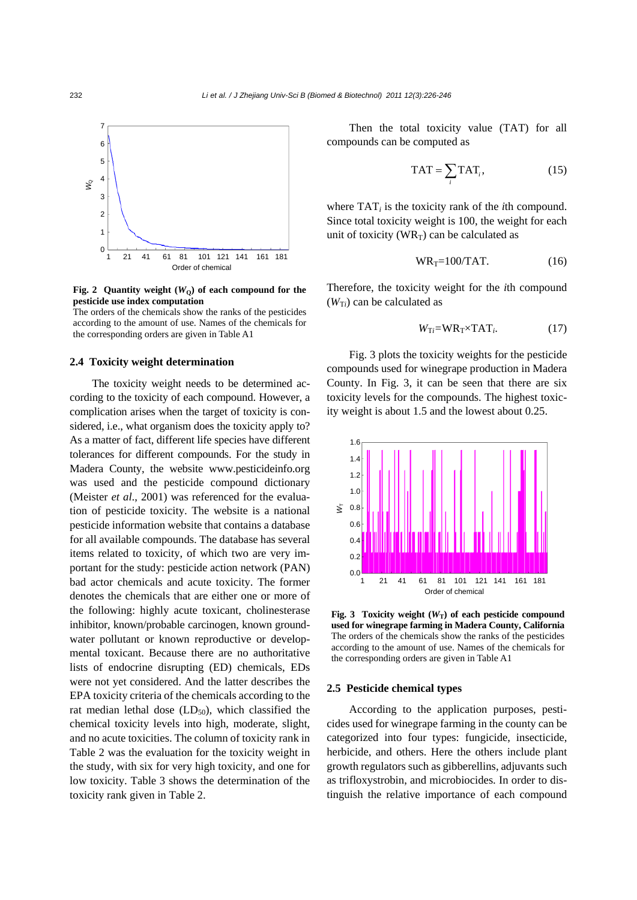Fig. 2 **Quantity weight ($W_Q$) of each compound for the pesticide use index computation**

The orders of the chemicals show the ranks of the pesticides according to the amount of use. Names of the chemicals for the corresponding orders are given in Table A1

### 2.4 Toxicity weight determination

The toxicity weight needs to be determined according to the toxicity of each compound. However, a complication arises when the target of toxicity is considered, i.e., what organism does the toxicity apply to? As a matter of fact, different life species have different tolerances for different compounds. For the study in Madera County, the website www.pesticideinfo.org was used and the pesticide compound dictionary (Meister *et al*., 2001) was referenced for the evaluation of pesticide toxicity. The website is a national pesticide information website that contains a database for all available compounds. The database has several items related to toxicity, of which two are very important for the study: pesticide action network (PAN) bad actor chemicals and acute toxicity. The former denotes the chemicals that are either one or more of the following: highly acute toxicant, cholinesterase inhibitor, known/probable carcinogen, known groundwater pollutant or known reproductive or developmental toxicant. Because there are no authoritative lists of endocrine disrupting (ED) chemicals, EDs were not yet considered. And the latter describes the EPA toxicity criteria of the chemicals according to the rat median lethal dose ($LD_{50}$), which classified the chemical toxicity levels into high, moderate, slight, and no acute toxicities. The column of toxicity rank in Table 2 was the evaluation for the toxicity weight in the study, with six for very high toxicity, and one for low toxicity. Table 3 shows the determination of the toxicity rank given in Table 2.

Then the total toxicity value (TAT) for all compounds can be computed as

$$\mathrm{TAT} = \sum_i \mathrm{TAT}_i, \qquad (15)$$

where $\mathrm{TAT}_i$ is the toxicity rank of the $i$th compound. Since total toxicity weight is 100, the weight for each unit of toxicity ($\mathrm{WR_T}$) can be calculated as

$$\mathrm{WR_T}=100/\mathrm{TAT}. \qquad (16)$$

Therefore, the toxicity weight for the $i$th compound ($W_{\mathrm{T}i}$) can be calculated as

$$W_{\mathrm{T}i}=\mathrm{WR_T}\times\mathrm{TAT}_i. \qquad (17)$$

Fig. 3 plots the toxicity weights for the pesticide compounds used for winegrape production in Madera County. In Fig. 3, it can be seen that there are six toxicity levels for the compounds. The highest toxicity weight is about 1.5 and the lowest about 0.25.

Fig. 3 **Toxicity weight ($W_T$) of each pesticide compound used for winegrape farming in Madera County, California**

The orders of the chemicals show the ranks of the pesticides according to the amount of use. Names of the chemicals for the corresponding orders are given in Table A1

### 2.5 Pesticide chemical types

According to the application purposes, pesticides used for winegrape farming in the county can be categorized into four types: fungicide, insecticide, herbicide, and others. Here the others include plant growth regulators such as gibberellins, adjuvants such as trifloxystrobin, and microbiocides. In order to distinguish the relative importance of each compound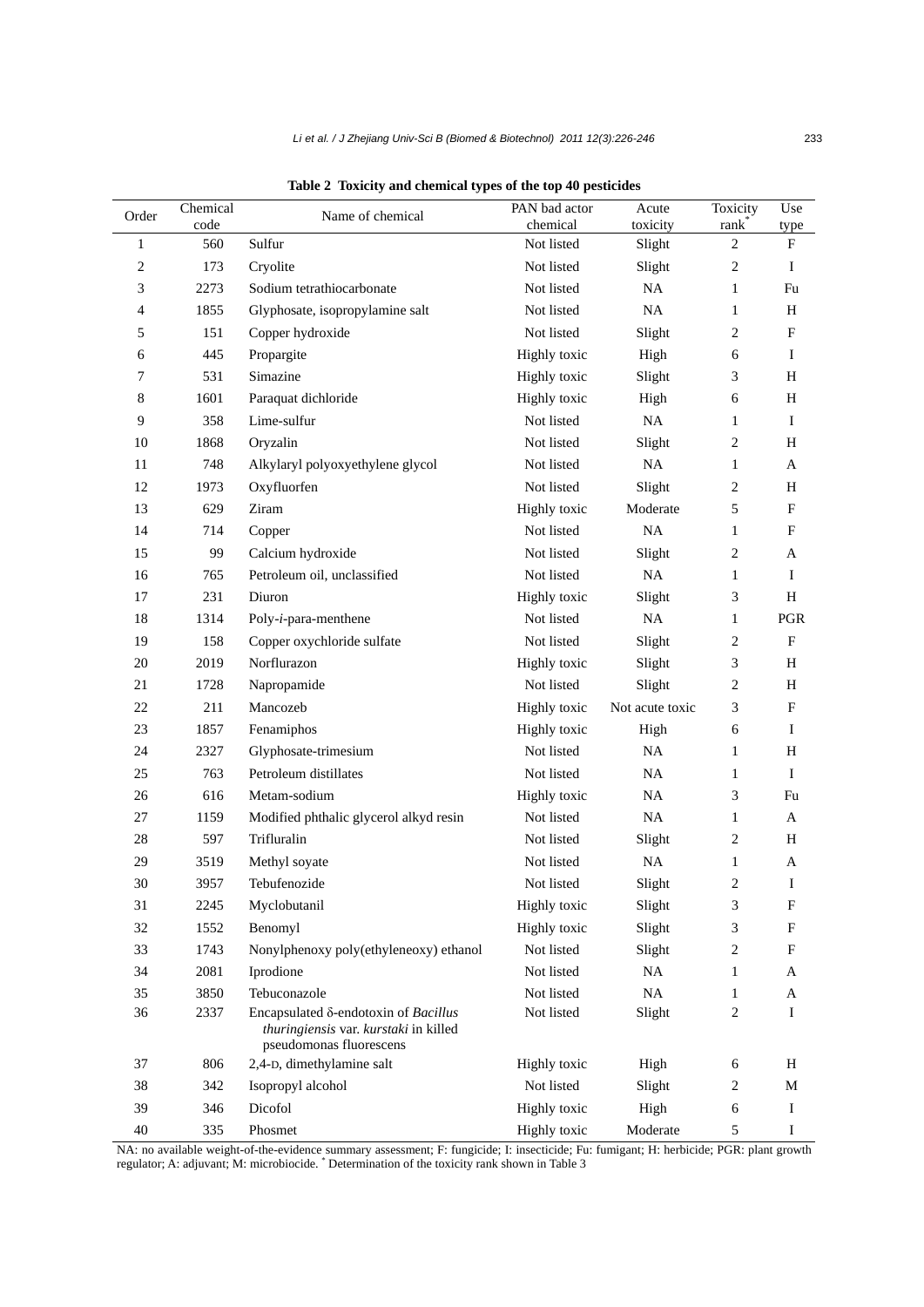**Table 2 Toxicity and chemical types of the top 40 pesticides**

| Order | Chemical code | Name of chemical | PAN bad actor chemical | Acute toxicity | Toxicity rank* | Use type |
|---|---|---|---|---|---|---|
| 1 | 560 | Sulfur | Not listed | Slight | 2 | F |
| 2 | 173 | Cryolite | Not listed | Slight | 2 | I |
| 3 | 2273 | Sodium tetrathiocarbonate | Not listed | NA | 1 | Fu |
| 4 | 1855 | Glyphosate, isopropylamine salt | Not listed | NA | 1 | H |
| 5 | 151 | Copper hydroxide | Not listed | Slight | 2 | F |
| 6 | 445 | Propargite | Highly toxic | High | 6 | I |
| 7 | 531 | Simazine | Highly toxic | Slight | 3 | H |
| 8 | 1601 | Paraquat dichloride | Highly toxic | High | 6 | H |
| 9 | 358 | Lime-sulfur | Not listed | NA | 1 | I |
| 10 | 1868 | Oryzalin | Not listed | Slight | 2 | H |
| 11 | 748 | Alkylaryl polyoxyethylene glycol | Not listed | NA | 1 | A |
| 12 | 1973 | Oxyfluorfen | Not listed | Slight | 2 | H |
| 13 | 629 | Ziram | Highly toxic | Moderate | 5 | F |
| 14 | 714 | Copper | Not listed | NA | 1 | F |
| 15 | 99 | Calcium hydroxide | Not listed | Slight | 2 | A |
| 16 | 765 | Petroleum oil, unclassified | Not listed | NA | 1 | I |
| 17 | 231 | Diuron | Highly toxic | Slight | 3 | H |
| 18 | 1314 | Poly-*i*-para-menthene | Not listed | NA | 1 | PGR |
| 19 | 158 | Copper oxychloride sulfate | Not listed | Slight | 2 | F |
| 20 | 2019 | Norflurazon | Highly toxic | Slight | 3 | H |
| 21 | 1728 | Napropamide | Not listed | Slight | 2 | H |
| 22 | 211 | Mancozeb | Highly toxic | Not acute toxic | 3 | F |
| 23 | 1857 | Fenamiphos | Highly toxic | High | 6 | I |
| 24 | 2327 | Glyphosate-trimesium | Not listed | NA | 1 | H |
| 25 | 763 | Petroleum distillates | Not listed | NA | 1 | I |
| 26 | 616 | Metam-sodium | Highly toxic | NA | 3 | Fu |
| 27 | 1159 | Modified phthalic glycerol alkyd resin | Not listed | NA | 1 | A |
| 28 | 597 | Trifluralin | Not listed | Slight | 2 | H |
| 29 | 3519 | Methyl soyate | Not listed | NA | 1 | A |
| 30 | 3957 | Tebufenozide | Not listed | Slight | 2 | I |
| 31 | 2245 | Myclobutanil | Highly toxic | Slight | 3 | F |
| 32 | 1552 | Benomyl | Highly toxic | Slight | 3 | F |
| 33 | 1743 | Nonylphenoxy poly(ethyleneoxy) ethanol | Not listed | Slight | 2 | F |
| 34 | 2081 | Iprodione | Not listed | NA | 1 | A |
| 35 | 3850 | Tebuconazole | Not listed | NA | 1 | A |
| 36 | 2337 | Encapsulated δ-endotoxin of *Bacillus thuringiensis* var. *kurstaki* in killed pseudomonas fluorescens | Not listed | Slight | 2 | I |
| 37 | 806 | 2,4-D, dimethylamine salt | Highly toxic | High | 6 | H |
| 38 | 342 | Isopropyl alcohol | Not listed | Slight | 2 | M |
| 39 | 346 | Dicofol | Highly toxic | High | 6 | I |
| 40 | 335 | Phosmet | Highly toxic | Moderate | 5 | I |

NA: no available weight-of-the-evidence summary assessment; F: fungicide; I: insecticide; Fu: fumigant; H: herbicide; PGR: plant growth regulator; A: adjuvant; M: microbiocide. * Determination of the toxicity rank shown in Table 3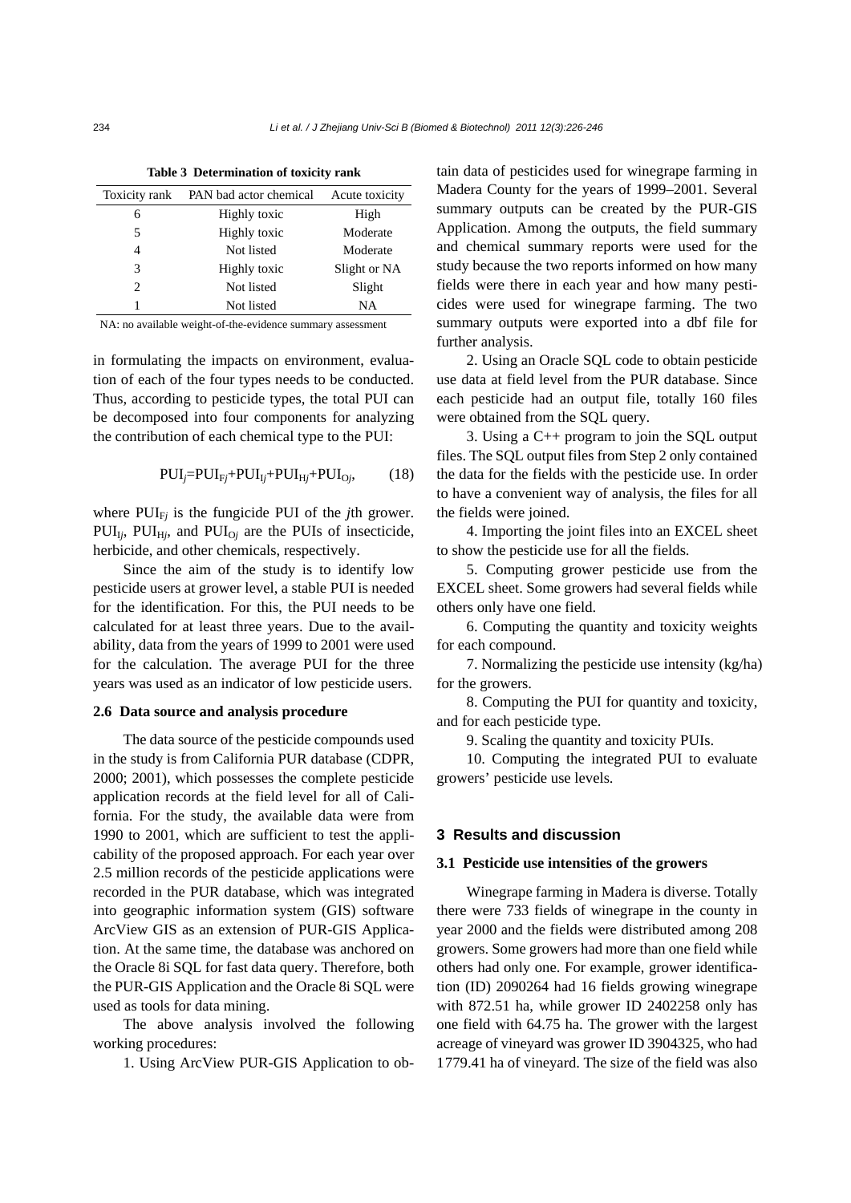**Table 3 Determination of toxicity rank**

| Toxicity rank | PAN bad actor chemical | Acute toxicity |
|---|---|---|
| 6 | Highly toxic | High |
| 5 | Highly toxic | Moderate |
| 4 | Not listed | Moderate |
| 3 | Highly toxic | Slight or NA |
| 2 | Not listed | Slight |
| 1 | Not listed | NA |

NA: no available weight-of-the-evidence summary assessment

in formulating the impacts on environment, evaluation of each of the four types needs to be conducted. Thus, according to pesticide types, the total PUI can be decomposed into four components for analyzing the contribution of each chemical type to the PUI:

$$PUI_j=PUI_{Fj}+PUI_{Ij}+PUI_{Hj}+PUI_{Oj}, \tag{18}$$

where $PUI_{Fj}$ is the fungicide PUI of the *j*th grower. $PUI_{Ij}$, $PUI_{Hj}$, and $PUI_{Oj}$ are the PUIs of insecticide, herbicide, and other chemicals, respectively.

Since the aim of the study is to identify low pesticide users at grower level, a stable PUI is needed for the identification. For this, the PUI needs to be calculated for at least three years. Due to the availability, data from the years of 1999 to 2001 were used for the calculation. The average PUI for the three years was used as an indicator of low pesticide users.

### 2.6 Data source and analysis procedure

The data source of the pesticide compounds used in the study is from California PUR database (CDPR, 2000; 2001), which possesses the complete pesticide application records at the field level for all of California. For the study, the available data were from 1990 to 2001, which are sufficient to test the applicability of the proposed approach. For each year over 2.5 million records of the pesticide applications were recorded in the PUR database, which was integrated into geographic information system (GIS) software ArcView GIS as an extension of PUR-GIS Application. At the same time, the database was anchored on the Oracle 8i SQL for fast data query. Therefore, both the PUR-GIS Application and the Oracle 8i SQL were used as tools for data mining.

The above analysis involved the following working procedures:

1. Using ArcView PUR-GIS Application to obtain data of pesticides used for winegrape farming in Madera County for the years of 1999–2001. Several summary outputs can be created by the PUR-GIS Application. Among the outputs, the field summary and chemical summary reports were used for the study because the two reports informed on how many fields were there in each year and how many pesticides were used for winegrape farming. The two summary outputs were exported into a dbf file for further analysis.

2. Using an Oracle SQL code to obtain pesticide use data at field level from the PUR database. Since each pesticide had an output file, totally 160 files were obtained from the SQL query.

3. Using a C++ program to join the SQL output files. The SQL output files from Step 2 only contained the data for the fields with the pesticide use. In order to have a convenient way of analysis, the files for all the fields were joined.

4. Importing the joint files into an EXCEL sheet to show the pesticide use for all the fields.

5. Computing grower pesticide use from the EXCEL sheet. Some growers had several fields while others only have one field.

6. Computing the quantity and toxicity weights for each compound.

7. Normalizing the pesticide use intensity (kg/ha) for the growers.

8. Computing the PUI for quantity and toxicity, and for each pesticide type.

9. Scaling the quantity and toxicity PUIs.

10. Computing the integrated PUI to evaluate growers' pesticide use levels.

## 3 Results and discussion

### 3.1 Pesticide use intensities of the growers

Winegrape farming in Madera is diverse. Totally there were 733 fields of winegrape in the county in year 2000 and the fields were distributed among 208 growers. Some growers had more than one field while others had only one. For example, grower identification (ID) 2090264 had 16 fields growing winegrape with 872.51 ha, while grower ID 2402258 only has one field with 64.75 ha. The grower with the largest acreage of vineyard was grower ID 3904325, who had 1779.41 ha of vineyard. The size of the field was also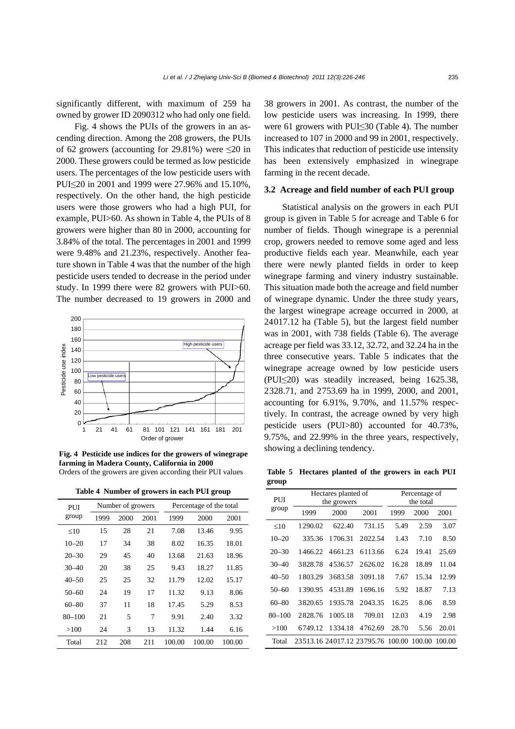significantly different, with maximum of 259 ha owned by grower ID 2090312 who had only one field.

Fig. 4 shows the PUIs of the growers in an ascending direction. Among the 208 growers, the PUIs of 62 growers (accounting for 29.81%) were ≤20 in 2000. These growers could be termed as low pesticide users. The percentages of the low pesticide users with PUI≤20 in 2001 and 1999 were 27.96% and 15.10%, respectively. On the other hand, the high pesticide users were those growers who had a high PUI, for example, PUI>60. As shown in Table 4, the PUIs of 8 growers were higher than 80 in 2000, accounting for 3.84% of the total. The percentages in 2001 and 1999 were 9.48% and 21.23%, respectively. Another feature shown in Table 4 was that the number of the high pesticide users tended to decrease in the period under study. In 1999 there were 82 growers with PUI>60. The number decreased to 19 growers in 2000 and 38 growers in 2001. As contrast, the number of the low pesticide users was increasing. In 1999, there were 61 growers with PUI≤30 (Table 4). The number increased to 107 in 2000 and 99 in 2001, respectively. This indicates that reduction of pesticide use intensity has been extensively emphasized in winegrape farming in the recent decade.

**Fig. 4 Pesticide use indices for the growers of winegrape farming in Madera County, California in 2000**
Orders of the growers are given according their PUI values

**Table 4 Number of growers in each PUI group**

| PUI group | Number of growers | | | Percentage of the total | | |
|---|---|---|---|---|---|---|
| | 1999 | 2000 | 2001 | 1999 | 2000 | 2001 |
| ≤10 | 15 | 28 | 21 | 7.08 | 13.46 | 9.95 |
| 10–20 | 17 | 34 | 38 | 8.02 | 16.35 | 18.01 |
| 20–30 | 29 | 45 | 40 | 13.68 | 21.63 | 18.96 |
| 30–40 | 20 | 38 | 25 | 9.43 | 18.27 | 11.85 |
| 40–50 | 25 | 25 | 32 | 11.79 | 12.02 | 15.17 |
| 50–60 | 24 | 19 | 17 | 11.32 | 9.13 | 8.06 |
| 60–80 | 37 | 11 | 18 | 17.45 | 5.29 | 8.53 |
| 80–100 | 21 | 5 | 7 | 9.91 | 2.40 | 3.32 |
| >100 | 24 | 3 | 13 | 11.32 | 1.44 | 6.16 |
| Total | 212 | 208 | 211 | 100.00 | 100.00 | 100.00 |

### 3.2 Acreage and field number of each PUI group

Statistical analysis on the growers in each PUI group is given in Table 5 for acreage and Table 6 for number of fields. Though winegrape is a perennial crop, growers needed to remove some aged and less productive fields each year. Meanwhile, each year there were newly planted fields in order to keep winegrape farming and vinery industry sustainable. This situation made both the acreage and field number of winegrape dynamic. Under the three study years, the largest winegrape acreage occurred in 2000, at 24017.12 ha (Table 5), but the largest field number was in 2001, with 738 fields (Table 6). The average acreage per field was 33.12, 32.72, and 32.24 ha in the three consecutive years. Table 5 indicates that the winegrape acreage owned by low pesticide users (PUI≤20) was steadily increased, being 1625.38, 2328.71, and 2753.69 ha in 1999, 2000, and 2001, accounting for 6.91%, 9.70%, and 11.57% respectively. In contrast, the acreage owned by very high pesticide users (PUI>80) accounted for 40.73%, 9.75%, and 22.99% in the three years, respectively, showing a declining tendency.

**Table 5 Hectares planted of the growers in each PUI group**

| PUI group | Hectares planted of the growers | | | Percentage of the total | | |
|---|---|---|---|---|---|---|
| | 1999 | 2000 | 2001 | 1999 | 2000 | 2001 |
| ≤10 | 1290.02 | 622.40 | 731.15 | 5.49 | 2.59 | 3.07 |
| 10–20 | 335.36 | 1706.31 | 2022.54 | 1.43 | 7.10 | 8.50 |
| 20–30 | 1466.22 | 4661.23 | 6113.66 | 6.24 | 19.41 | 25.69 |
| 30–40 | 3828.78 | 4536.57 | 2626.02 | 16.28 | 18.89 | 11.04 |
| 40–50 | 1803.29 | 3683.58 | 3091.18 | 7.67 | 15.34 | 12.99 |
| 50–60 | 1390.95 | 4531.89 | 1696.16 | 5.92 | 18.87 | 7.13 |
| 60–80 | 3820.65 | 1935.78 | 2043.35 | 16.25 | 8.06 | 8.59 |
| 80–100 | 2828.76 | 1005.18 | 709.01 | 12.03 | 4.19 | 2.98 |
| >100 | 6749.12 | 1334.18 | 4762.69 | 28.70 | 5.56 | 20.01 |
| Total | 23513.16 | 24017.12 | 23795.76 | 100.00 | 100.00 | 100.00 |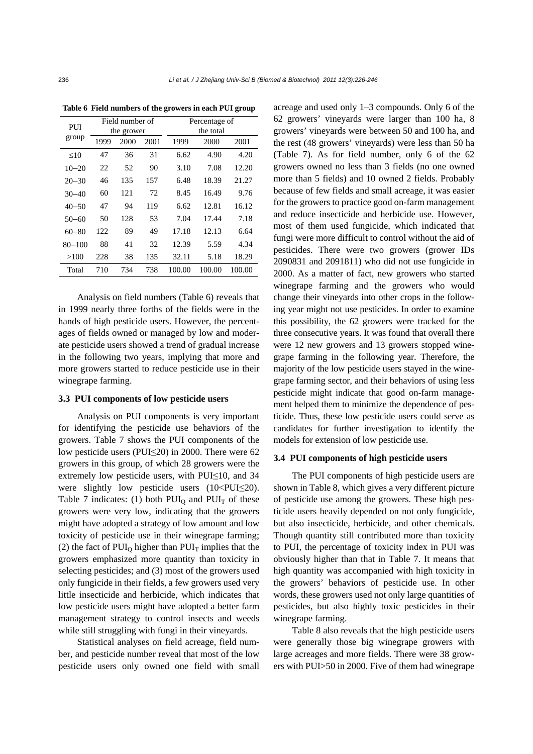**Table 6 Field numbers of the growers in each PUI group**

| PUI group | Field number of the grower | | | Percentage of the total | | |
|---|---|---|---|---|---|---|
| | 1999 | 2000 | 2001 | 1999 | 2000 | 2001 |
| ≤10 | 47 | 36 | 31 | 6.62 | 4.90 | 4.20 |
| 10–20 | 22 | 52 | 90 | 3.10 | 7.08 | 12.20 |
| 20–30 | 46 | 135 | 157 | 6.48 | 18.39 | 21.27 |
| 30–40 | 60 | 121 | 72 | 8.45 | 16.49 | 9.76 |
| 40–50 | 47 | 94 | 119 | 6.62 | 12.81 | 16.12 |
| 50–60 | 50 | 128 | 53 | 7.04 | 17.44 | 7.18 |
| 60–80 | 122 | 89 | 49 | 17.18 | 12.13 | 6.64 |
| 80–100 | 88 | 41 | 32 | 12.39 | 5.59 | 4.34 |
| >100 | 228 | 38 | 135 | 32.11 | 5.18 | 18.29 |
| Total | 710 | 734 | 738 | 100.00 | 100.00 | 100.00 |

Analysis on field numbers (Table 6) reveals that in 1999 nearly three forths of the fields were in the hands of high pesticide users. However, the percentages of fields owned or managed by low and moderate pesticide users showed a trend of gradual increase in the following two years, implying that more and more growers started to reduce pesticide use in their winegrape farming.

### 3.3 PUI components of low pesticide users

Analysis on PUI components is very important for identifying the pesticide use behaviors of the growers. Table 7 shows the PUI components of the low pesticide users (PUI≤20) in 2000. There were 62 growers in this group, of which 28 growers were the extremely low pesticide users, with PUI≤10, and 34 were slightly low pesticide users (10<PUI≤20). Table 7 indicates: (1) both $PUI_Q$ and $PUI_T$ of these growers were very low, indicating that the growers might have adopted a strategy of low amount and low toxicity of pesticide use in their winegrape farming; (2) the fact of $PUI_Q$ higher than $PUI_T$ implies that the growers emphasized more quantity than toxicity in selecting pesticides; and (3) most of the growers used only fungicide in their fields, a few growers used very little insecticide and herbicide, which indicates that low pesticide users might have adopted a better farm management strategy to control insects and weeds while still struggling with fungi in their vineyards.

Statistical analyses on field acreage, field number, and pesticide number reveal that most of the low pesticide users only owned one field with small acreage and used only 1–3 compounds. Only 6 of the 62 growers' vineyards were larger than 100 ha, 8 growers' vineyards were between 50 and 100 ha, and the rest (48 growers' vineyards) were less than 50 ha (Table 7). As for field number, only 6 of the 62 growers owned no less than 3 fields (no one owned more than 5 fields) and 10 owned 2 fields. Probably because of few fields and small acreage, it was easier for the growers to practice good on-farm management and reduce insecticide and herbicide use. However, most of them used fungicide, which indicated that fungi were more difficult to control without the aid of pesticides. There were two growers (grower IDs 2090831 and 2091811) who did not use fungicide in 2000. As a matter of fact, new growers who started winegrape farming and the growers who would change their vineyards into other crops in the following year might not use pesticides. In order to examine this possibility, the 62 growers were tracked for the three consecutive years. It was found that overall there were 12 new growers and 13 growers stopped winegrape farming in the following year. Therefore, the majority of the low pesticide users stayed in the winegrape farming sector, and their behaviors of using less pesticide might indicate that good on-farm management helped them to minimize the dependence of pesticide. Thus, these low pesticide users could serve as candidates for further investigation to identify the models for extension of low pesticide use.

### 3.4 PUI components of high pesticide users

The PUI components of high pesticide users are shown in Table 8, which gives a very different picture of pesticide use among the growers. These high pesticide users heavily depended on not only fungicide, but also insecticide, herbicide, and other chemicals. Though quantity still contributed more than toxicity to PUI, the percentage of toxicity index in PUI was obviously higher than that in Table 7. It means that high quantity was accompanied with high toxicity in the growers' behaviors of pesticide use. In other words, these growers used not only large quantities of pesticides, but also highly toxic pesticides in their winegrape farming.

Table 8 also reveals that the high pesticide users were generally those big winegrape growers with large acreages and more fields. There were 38 growers with PUI>50 in 2000. Five of them had winegrape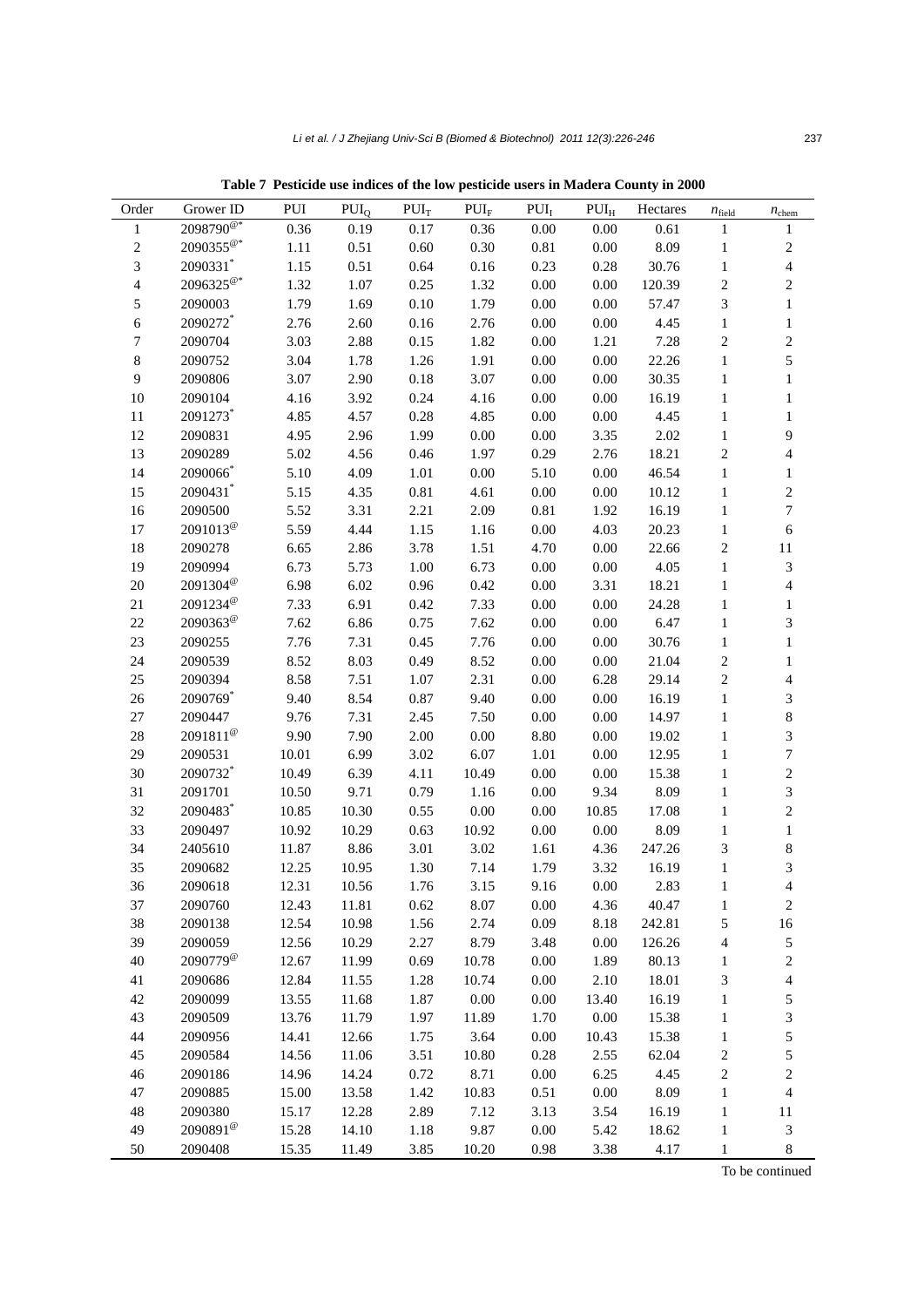**Table 7 Pesticide use indices of the low pesticide users in Madera County in 2000**

| Order | Grower ID | PUI | $PUI_Q$ | $PUI_T$ | $PUI_F$ | $PUI_I$ | $PUI_H$ | Hectares | $n_{field}$ | $n_{chem}$ |
|---|---|---|---|---|---|---|---|---|---|---|
| 1 | 2098790@* | 0.36 | 0.19 | 0.17 | 0.36 | 0.00 | 0.00 | 0.61 | 1 | 1 |
| 2 | 2090355@* | 1.11 | 0.51 | 0.60 | 0.30 | 0.81 | 0.00 | 8.09 | 1 | 2 |
| 3 | 2090331* | 1.15 | 0.51 | 0.64 | 0.16 | 0.23 | 0.28 | 30.76 | 1 | 4 |
| 4 | 2096325@* | 1.32 | 1.07 | 0.25 | 1.32 | 0.00 | 0.00 | 120.39 | 2 | 2 |
| 5 | 2090003 | 1.79 | 1.69 | 0.10 | 1.79 | 0.00 | 0.00 | 57.47 | 3 | 1 |
| 6 | 2090272* | 2.76 | 2.60 | 0.16 | 2.76 | 0.00 | 0.00 | 4.45 | 1 | 1 |
| 7 | 2090704 | 3.03 | 2.88 | 0.15 | 1.82 | 0.00 | 1.21 | 7.28 | 2 | 2 |
| 8 | 2090752 | 3.04 | 1.78 | 1.26 | 1.91 | 0.00 | 0.00 | 22.26 | 1 | 5 |
| 9 | 2090806 | 3.07 | 2.90 | 0.18 | 3.07 | 0.00 | 0.00 | 30.35 | 1 | 1 |
| 10 | 2090104 | 4.16 | 3.92 | 0.24 | 4.16 | 0.00 | 0.00 | 16.19 | 1 | 1 |
| 11 | 2091273* | 4.85 | 4.57 | 0.28 | 4.85 | 0.00 | 0.00 | 4.45 | 1 | 1 |
| 12 | 2090831 | 4.95 | 2.96 | 1.99 | 0.00 | 0.00 | 3.35 | 2.02 | 1 | 9 |
| 13 | 2090289 | 5.02 | 4.56 | 0.46 | 1.97 | 0.29 | 2.76 | 18.21 | 2 | 4 |
| 14 | 2090066* | 5.10 | 4.09 | 1.01 | 0.00 | 5.10 | 0.00 | 46.54 | 1 | 1 |
| 15 | 2090431* | 5.15 | 4.35 | 0.81 | 4.61 | 0.00 | 0.00 | 10.12 | 1 | 2 |
| 16 | 2090500 | 5.52 | 3.31 | 2.21 | 2.09 | 0.81 | 1.92 | 16.19 | 1 | 7 |
| 17 | 2091013@ | 5.59 | 4.44 | 1.15 | 1.16 | 0.00 | 4.03 | 20.23 | 1 | 6 |
| 18 | 2090278 | 6.65 | 2.86 | 3.78 | 1.51 | 4.70 | 0.00 | 22.66 | 2 | 11 |
| 19 | 2090994 | 6.73 | 5.73 | 1.00 | 6.73 | 0.00 | 0.00 | 4.05 | 1 | 3 |
| 20 | 2091304@ | 6.98 | 6.02 | 0.96 | 0.42 | 0.00 | 3.31 | 18.21 | 1 | 4 |
| 21 | 2091234@ | 7.33 | 6.91 | 0.42 | 7.33 | 0.00 | 0.00 | 24.28 | 1 | 1 |
| 22 | 2090363@ | 7.62 | 6.86 | 0.75 | 7.62 | 0.00 | 0.00 | 6.47 | 1 | 3 |
| 23 | 2090255 | 7.76 | 7.31 | 0.45 | 7.76 | 0.00 | 0.00 | 30.76 | 1 | 1 |
| 24 | 2090539 | 8.52 | 8.03 | 0.49 | 8.52 | 0.00 | 0.00 | 21.04 | 2 | 1 |
| 25 | 2090394 | 8.58 | 7.51 | 1.07 | 2.31 | 0.00 | 6.28 | 29.14 | 2 | 4 |
| 26 | 2090769* | 9.40 | 8.54 | 0.87 | 9.40 | 0.00 | 0.00 | 16.19 | 1 | 3 |
| 27 | 2090447 | 9.76 | 7.31 | 2.45 | 7.50 | 0.00 | 0.00 | 14.97 | 1 | 8 |
| 28 | 2091811@ | 9.90 | 7.90 | 2.00 | 0.00 | 8.80 | 0.00 | 19.02 | 1 | 3 |
| 29 | 2090531 | 10.01 | 6.99 | 3.02 | 6.07 | 1.01 | 0.00 | 12.95 | 1 | 7 |
| 30 | 2090732* | 10.49 | 6.39 | 4.11 | 10.49 | 0.00 | 0.00 | 15.38 | 1 | 2 |
| 31 | 2091701 | 10.50 | 9.71 | 0.79 | 1.16 | 0.00 | 9.34 | 8.09 | 1 | 3 |
| 32 | 2090483* | 10.85 | 10.30 | 0.55 | 0.00 | 0.00 | 10.85 | 17.08 | 1 | 2 |
| 33 | 2090497 | 10.92 | 10.29 | 0.63 | 10.92 | 0.00 | 0.00 | 8.09 | 1 | 1 |
| 34 | 2405610 | 11.87 | 8.86 | 3.01 | 3.02 | 1.61 | 4.36 | 247.26 | 3 | 8 |
| 35 | 2090682 | 12.25 | 10.95 | 1.30 | 7.14 | 1.79 | 3.32 | 16.19 | 1 | 3 |
| 36 | 2090618 | 12.31 | 10.56 | 1.76 | 3.15 | 9.16 | 0.00 | 2.83 | 1 | 4 |
| 37 | 2090760 | 12.43 | 11.81 | 0.62 | 8.07 | 0.00 | 4.36 | 40.47 | 1 | 2 |
| 38 | 2090138 | 12.54 | 10.98 | 1.56 | 2.74 | 0.09 | 8.18 | 242.81 | 5 | 16 |
| 39 | 2090059 | 12.56 | 10.29 | 2.27 | 8.79 | 3.48 | 0.00 | 126.26 | 4 | 5 |
| 40 | 2090779@ | 12.67 | 11.99 | 0.69 | 10.78 | 0.00 | 1.89 | 80.13 | 1 | 2 |
| 41 | 2090686 | 12.84 | 11.55 | 1.28 | 10.74 | 0.00 | 2.10 | 18.01 | 3 | 4 |
| 42 | 2090099 | 13.55 | 11.68 | 1.87 | 0.00 | 0.00 | 13.40 | 16.19 | 1 | 5 |
| 43 | 2090509 | 13.76 | 11.79 | 1.97 | 11.89 | 1.70 | 0.00 | 15.38 | 1 | 3 |
| 44 | 2090956 | 14.41 | 12.66 | 1.75 | 3.64 | 0.00 | 10.43 | 15.38 | 1 | 5 |
| 45 | 2090584 | 14.56 | 11.06 | 3.51 | 10.80 | 0.28 | 2.55 | 62.04 | 2 | 5 |
| 46 | 2090186 | 14.96 | 14.24 | 0.72 | 8.71 | 0.00 | 6.25 | 4.45 | 2 | 2 |
| 47 | 2090885 | 15.00 | 13.58 | 1.42 | 10.83 | 0.51 | 0.00 | 8.09 | 1 | 4 |
| 48 | 2090380 | 15.17 | 12.28 | 2.89 | 7.12 | 3.13 | 3.54 | 16.19 | 1 | 11 |
| 49 | 2090891@ | 15.28 | 14.10 | 1.18 | 9.87 | 0.00 | 5.42 | 18.62 | 1 | 3 |
| 50 | 2090408 | 15.35 | 11.49 | 3.85 | 10.20 | 0.98 | 3.38 | 4.17 | 1 | 8 |

To be continued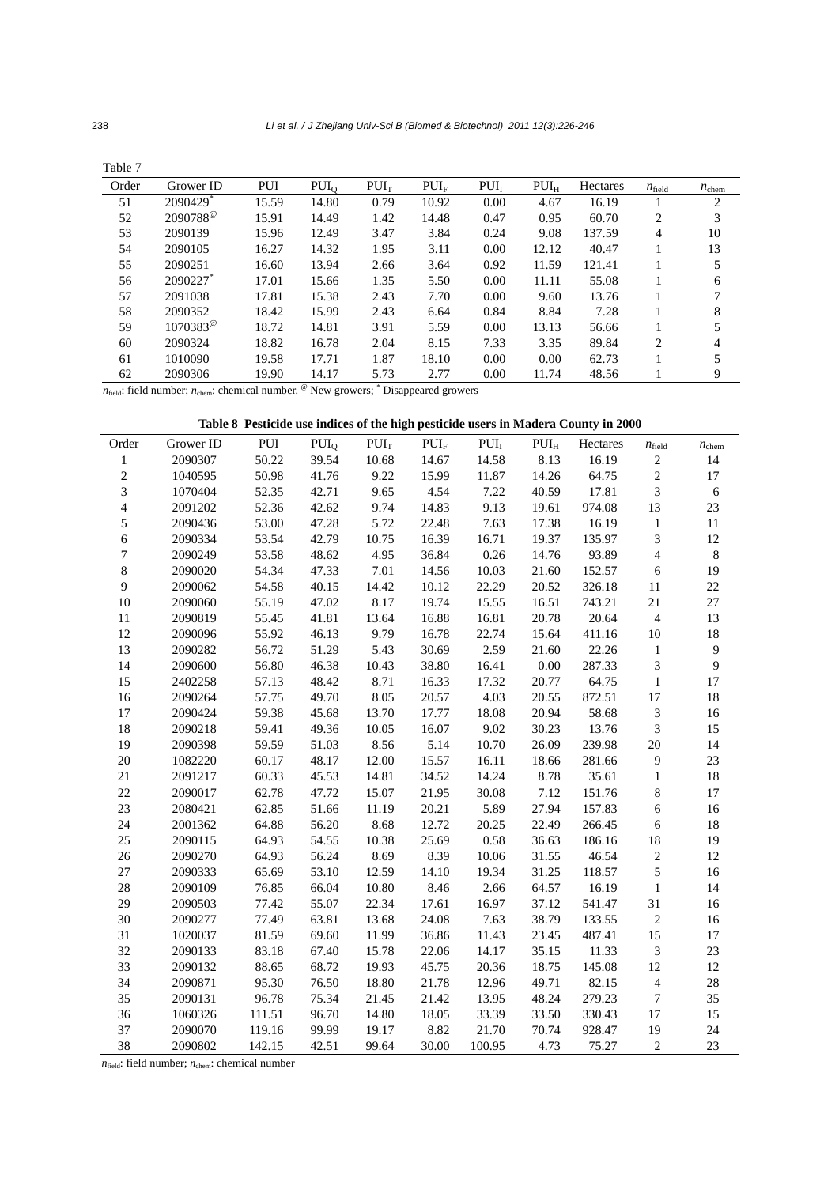Table 7

| Order | Grower ID | PUI | $PUI_Q$ | $PUI_T$ | $PUI_F$ | $PUI_I$ | $PUI_H$ | Hectares | $n_{field}$ | $n_{chem}$ |
|---|---|---|---|---|---|---|---|---|---|---|
| 51 | 2090429* | 15.59 | 14.80 | 0.79 | 10.92 | 0.00 | 4.67 | 16.19 | 1 | 2 |
| 52 | 2090788@ | 15.91 | 14.49 | 1.42 | 14.48 | 0.47 | 0.95 | 60.70 | 2 | 3 |
| 53 | 2090139 | 15.96 | 12.49 | 3.47 | 3.84 | 0.24 | 9.08 | 137.59 | 4 | 10 |
| 54 | 2090105 | 16.27 | 14.32 | 1.95 | 3.11 | 0.00 | 12.12 | 40.47 | 1 | 13 |
| 55 | 2090251 | 16.60 | 13.94 | 2.66 | 3.64 | 0.92 | 11.59 | 121.41 | 1 | 5 |
| 56 | 2090227* | 17.01 | 15.66 | 1.35 | 5.50 | 0.00 | 11.11 | 55.08 | 1 | 6 |
| 57 | 2091038 | 17.81 | 15.38 | 2.43 | 7.70 | 0.00 | 9.60 | 13.76 | 1 | 7 |
| 58 | 2090352 | 18.42 | 15.99 | 2.43 | 6.64 | 0.84 | 8.84 | 7.28 | 1 | 8 |
| 59 | 1070383@ | 18.72 | 14.81 | 3.91 | 5.59 | 0.00 | 13.13 | 56.66 | 1 | 5 |
| 60 | 2090324 | 18.82 | 16.78 | 2.04 | 8.15 | 7.33 | 3.35 | 89.84 | 2 | 4 |
| 61 | 1010090 | 19.58 | 17.71 | 1.87 | 18.10 | 0.00 | 0.00 | 62.73 | 1 | 5 |
| 62 | 2090306 | 19.90 | 14.17 | 5.73 | 2.77 | 0.00 | 11.74 | 48.56 | 1 | 9 |

$n_{field}$: field number; $n_{chem}$: chemical number. @ New growers; * Disappeared growers

**Table 8 Pesticide use indices of the high pesticide users in Madera County in 2000**

| Order | Grower ID | PUI | $PUI_Q$ | $PUI_T$ | $PUI_F$ | $PUI_I$ | $PUI_H$ | Hectares | $n_{field}$ | $n_{chem}$ |
|---|---|---|---|---|---|---|---|---|---|---|
| 1 | 2090307 | 50.22 | 39.54 | 10.68 | 14.67 | 14.58 | 8.13 | 16.19 | 2 | 14 |
| 2 | 1040595 | 50.98 | 41.76 | 9.22 | 15.99 | 11.87 | 14.26 | 64.75 | 2 | 17 |
| 3 | 1070404 | 52.35 | 42.71 | 9.65 | 4.54 | 7.22 | 40.59 | 17.81 | 3 | 6 |
| 4 | 2091202 | 52.36 | 42.62 | 9.74 | 14.83 | 9.13 | 19.61 | 974.08 | 13 | 23 |
| 5 | 2090436 | 53.00 | 47.28 | 5.72 | 22.48 | 7.63 | 17.38 | 16.19 | 1 | 11 |
| 6 | 2090334 | 53.54 | 42.79 | 10.75 | 16.39 | 16.71 | 19.37 | 135.97 | 3 | 12 |
| 7 | 2090249 | 53.58 | 48.62 | 4.95 | 36.84 | 0.26 | 14.76 | 93.89 | 4 | 8 |
| 8 | 2090020 | 54.34 | 47.33 | 7.01 | 14.56 | 10.03 | 21.60 | 152.57 | 6 | 19 |
| 9 | 2090062 | 54.58 | 40.15 | 14.42 | 10.12 | 22.29 | 20.52 | 326.18 | 11 | 22 |
| 10 | 2090060 | 55.19 | 47.02 | 8.17 | 19.74 | 15.55 | 16.51 | 743.21 | 21 | 27 |
| 11 | 2090819 | 55.45 | 41.81 | 13.64 | 16.88 | 16.81 | 20.78 | 20.64 | 4 | 13 |
| 12 | 2090096 | 55.92 | 46.13 | 9.79 | 16.78 | 22.74 | 15.64 | 411.16 | 10 | 18 |
| 13 | 2090282 | 56.72 | 51.29 | 5.43 | 30.69 | 2.59 | 21.60 | 22.26 | 1 | 9 |
| 14 | 2090600 | 56.80 | 46.38 | 10.43 | 38.80 | 16.41 | 0.00 | 287.33 | 3 | 9 |
| 15 | 2402258 | 57.13 | 48.42 | 8.71 | 16.33 | 17.32 | 20.77 | 64.75 | 1 | 17 |
| 16 | 2090264 | 57.75 | 49.70 | 8.05 | 20.57 | 4.03 | 20.55 | 872.51 | 17 | 18 |
| 17 | 2090424 | 59.38 | 45.68 | 13.70 | 17.77 | 18.08 | 20.94 | 58.68 | 3 | 16 |
| 18 | 2090218 | 59.41 | 49.36 | 10.05 | 16.07 | 9.02 | 30.23 | 13.76 | 3 | 15 |
| 19 | 2090398 | 59.59 | 51.03 | 8.56 | 5.14 | 10.70 | 26.09 | 239.98 | 20 | 14 |
| 20 | 1082220 | 60.17 | 48.17 | 12.00 | 15.57 | 16.11 | 18.66 | 281.66 | 9 | 23 |
| 21 | 2091217 | 60.33 | 45.53 | 14.81 | 34.52 | 14.24 | 8.78 | 35.61 | 1 | 18 |
| 22 | 2090017 | 62.78 | 47.72 | 15.07 | 21.95 | 30.08 | 7.12 | 151.76 | 8 | 17 |
| 23 | 2080421 | 62.85 | 51.66 | 11.19 | 20.21 | 5.89 | 27.94 | 157.83 | 6 | 16 |
| 24 | 2001362 | 64.88 | 56.20 | 8.68 | 12.72 | 20.25 | 22.49 | 266.45 | 6 | 18 |
| 25 | 2090115 | 64.93 | 54.55 | 10.38 | 25.69 | 0.58 | 36.63 | 186.16 | 18 | 19 |
| 26 | 2090270 | 64.93 | 56.24 | 8.69 | 8.39 | 10.06 | 31.55 | 46.54 | 2 | 12 |
| 27 | 2090333 | 65.69 | 53.10 | 12.59 | 14.10 | 19.34 | 31.25 | 118.57 | 5 | 16 |
| 28 | 2090109 | 76.85 | 66.04 | 10.80 | 8.46 | 2.66 | 64.57 | 16.19 | 1 | 14 |
| 29 | 2090503 | 77.42 | 55.07 | 22.34 | 17.61 | 16.97 | 37.12 | 541.47 | 31 | 16 |
| 30 | 2090277 | 77.49 | 63.81 | 13.68 | 24.08 | 7.63 | 38.79 | 133.55 | 2 | 16 |
| 31 | 1020037 | 81.59 | 69.60 | 11.99 | 36.86 | 11.43 | 23.45 | 487.41 | 15 | 17 |
| 32 | 2090133 | 83.18 | 67.40 | 15.78 | 22.06 | 14.17 | 35.15 | 11.33 | 3 | 23 |
| 33 | 2090132 | 88.65 | 68.72 | 19.93 | 45.75 | 20.36 | 18.75 | 145.08 | 12 | 12 |
| 34 | 2090871 | 95.30 | 76.50 | 18.80 | 21.78 | 12.96 | 49.71 | 82.15 | 4 | 28 |
| 35 | 2090131 | 96.78 | 75.34 | 21.45 | 21.42 | 13.95 | 48.24 | 279.23 | 7 | 35 |
| 36 | 1060326 | 111.51 | 96.70 | 14.80 | 18.05 | 33.39 | 33.50 | 330.43 | 17 | 15 |
| 37 | 2090070 | 119.16 | 99.99 | 19.17 | 8.82 | 21.70 | 70.74 | 928.47 | 19 | 24 |
| 38 | 2090802 | 142.15 | 42.51 | 99.64 | 30.00 | 100.95 | 4.73 | 75.27 | 2 | 23 |

$n_{field}$: field number; $n_{chem}$: chemical number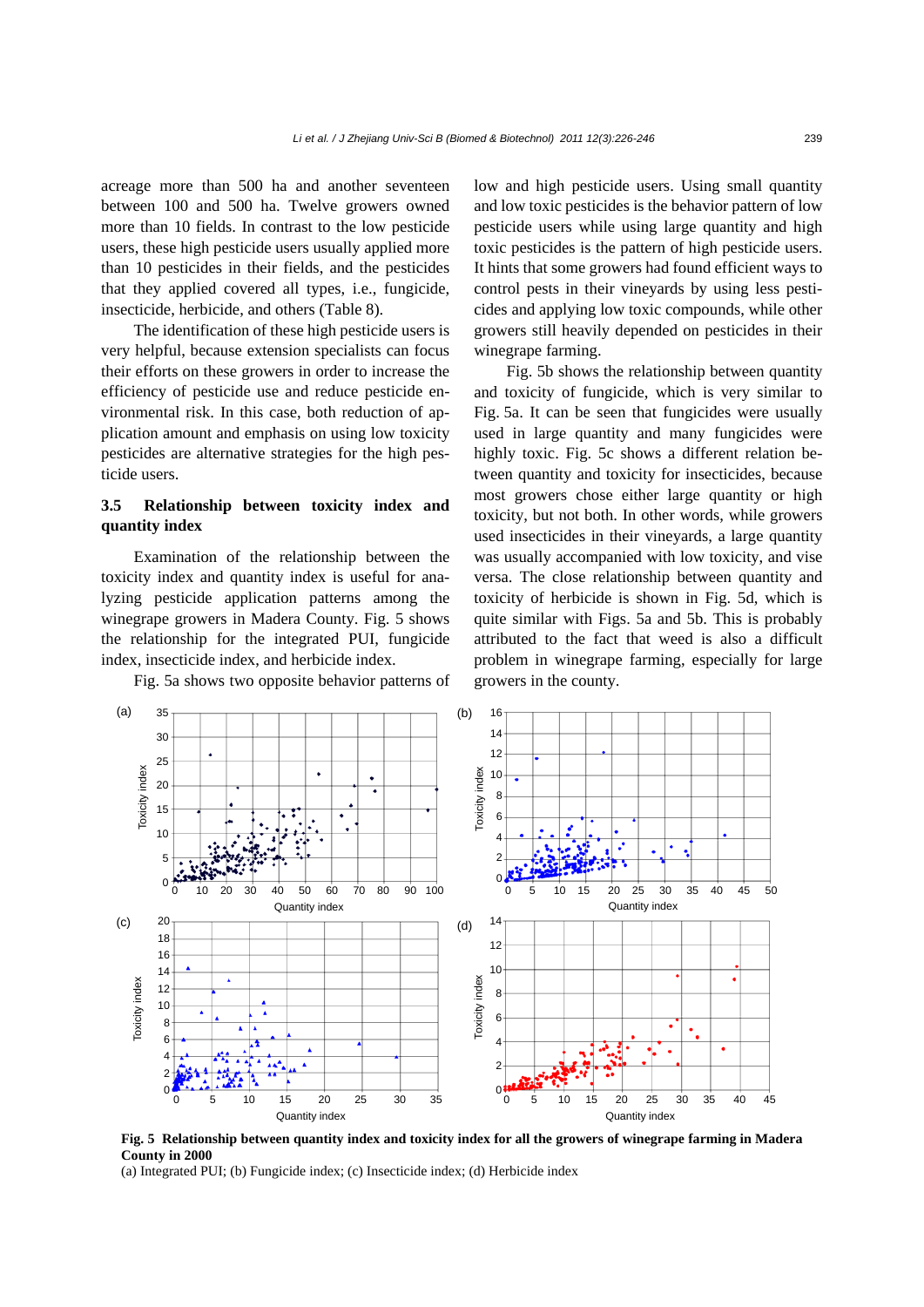acreage more than 500 ha and another seventeen between 100 and 500 ha. Twelve growers owned more than 10 fields. In contrast to the low pesticide users, these high pesticide users usually applied more than 10 pesticides in their fields, and the pesticides that they applied covered all types, i.e., fungicide, insecticide, herbicide, and others (Table 8).

The identification of these high pesticide users is very helpful, because extension specialists can focus their efforts on these growers in order to increase the efficiency of pesticide use and reduce pesticide environmental risk. In this case, both reduction of application amount and emphasis on using low toxicity pesticides are alternative strategies for the high pesticide users.

### 3.5 Relationship between toxicity index and quantity index

Examination of the relationship between the toxicity index and quantity index is useful for analyzing pesticide application patterns among the winegrape growers in Madera County. Fig. 5 shows the relationship for the integrated PUI, fungicide index, insecticide index, and herbicide index.

Fig. 5a shows two opposite behavior patterns of low and high pesticide users. Using small quantity and low toxic pesticides is the behavior pattern of low pesticide users while using large quantity and high toxic pesticides is the pattern of high pesticide users. It hints that some growers had found efficient ways to control pests in their vineyards by using less pesticides and applying low toxic compounds, while other growers still heavily depended on pesticides in their winegrape farming.

Fig. 5b shows the relationship between quantity and toxicity of fungicide, which is very similar to Fig. 5a. It can be seen that fungicides were usually used in large quantity and many fungicides were highly toxic. Fig. 5c shows a different relation between quantity and toxicity for insecticides, because most growers chose either large quantity or high toxicity, but not both. In other words, while growers used insecticides in their vineyards, a large quantity was usually accompanied with low toxicity, and vise versa. The close relationship between quantity and toxicity of herbicide is shown in Fig. 5d, which is quite similar with Figs. 5a and 5b. This is probably attributed to the fact that weed is also a difficult problem in winegrape farming, especially for large growers in the county.

**Fig. 5 Relationship between quantity index and toxicity index for all the growers of winegrape farming in Madera County in 2000**

(a) Integrated PUI; (b) Fungicide index; (c) Insecticide index; (d) Herbicide index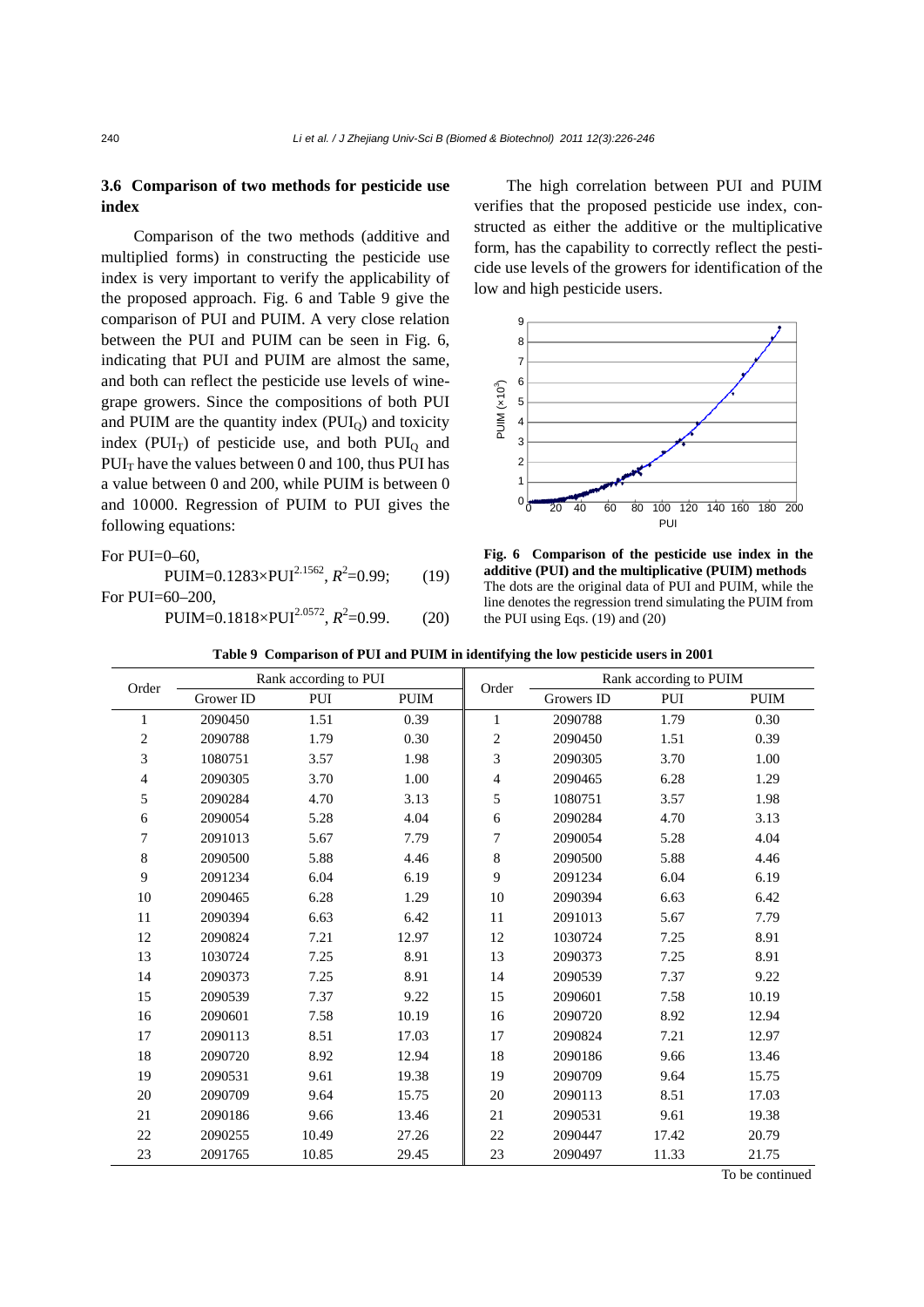### 3.6 Comparison of two methods for pesticide use index

Comparison of the two methods (additive and multiplied forms) in constructing the pesticide use index is very important to verify the applicability of the proposed approach. Fig. 6 and Table 9 give the comparison of PUI and PUIM. A very close relation between the PUI and PUIM can be seen in Fig. 6, indicating that PUI and PUIM are almost the same, and both can reflect the pesticide use levels of wine-grape growers. Since the compositions of both PUI and PUIM are the quantity index ($PUI_Q$) and toxicity index ($PUI_T$) of pesticide use, and both $PUI_Q$ and $PUI_T$ have the values between 0 and 100, thus PUI has a value between 0 and 200, while PUIM is between 0 and 10000. Regression of PUIM to PUI gives the following equations:

For PUI=0–60,

$$PUIM=0.1283\times PUI^{2.1562},\ R^2=0.99; \quad (19)$$

For PUI=60–200,

$$PUIM=0.1818\times PUI^{2.0572},\ R^2=0.99. \quad (20)$$

The high correlation between PUI and PUIM verifies that the proposed pesticide use index, constructed as either the additive or the multiplicative form, has the capability to correctly reflect the pesticide use levels of the growers for identification of the low and high pesticide users.

**Fig. 6 Comparison of the pesticide use index in the additive (PUI) and the multiplicative (PUIM) methods**
The dots are the original data of PUI and PUIM, while the line denotes the regression trend simulating the PUIM from the PUI using Eqs. (19) and (20)

**Table 9 Comparison of PUI and PUIM in identifying the low pesticide users in 2001**

| Order | Rank according to PUI | | | Order | Rank according to PUIM | | |
|---|---|---|---|---|---|---|---|
| | Grower ID | PUI | PUIM | | Growers ID | PUI | PUIM |
| 1 | 2090450 | 1.51 | 0.39 | 1 | 2090788 | 1.79 | 0.30 |
| 2 | 2090788 | 1.79 | 0.30 | 2 | 2090450 | 1.51 | 0.39 |
| 3 | 1080751 | 3.57 | 1.98 | 3 | 2090305 | 3.70 | 1.00 |
| 4 | 2090305 | 3.70 | 1.00 | 4 | 2090465 | 6.28 | 1.29 |
| 5 | 2090284 | 4.70 | 3.13 | 5 | 1080751 | 3.57 | 1.98 |
| 6 | 2090054 | 5.28 | 4.04 | 6 | 2090284 | 4.70 | 3.13 |
| 7 | 2091013 | 5.67 | 7.79 | 7 | 2090054 | 5.28 | 4.04 |
| 8 | 2090500 | 5.88 | 4.46 | 8 | 2090500 | 5.88 | 4.46 |
| 9 | 2091234 | 6.04 | 6.19 | 9 | 2091234 | 6.04 | 6.19 |
| 10 | 2090465 | 6.28 | 1.29 | 10 | 2090394 | 6.63 | 6.42 |
| 11 | 2090394 | 6.63 | 6.42 | 11 | 2091013 | 5.67 | 7.79 |
| 12 | 2090824 | 7.21 | 12.97 | 12 | 1030724 | 7.25 | 8.91 |
| 13 | 1030724 | 7.25 | 8.91 | 13 | 2090373 | 7.25 | 8.91 |
| 14 | 2090373 | 7.25 | 8.91 | 14 | 2090539 | 7.37 | 9.22 |
| 15 | 2090539 | 7.37 | 9.22 | 15 | 2090601 | 7.58 | 10.19 |
| 16 | 2090601 | 7.58 | 10.19 | 16 | 2090720 | 8.92 | 12.94 |
| 17 | 2090113 | 8.51 | 17.03 | 17 | 2090824 | 7.21 | 12.97 |
| 18 | 2090720 | 8.92 | 12.94 | 18 | 2090186 | 9.66 | 13.46 |
| 19 | 2090531 | 9.61 | 19.38 | 19 | 2090709 | 9.64 | 15.75 |
| 20 | 2090709 | 9.64 | 15.75 | 20 | 2090113 | 8.51 | 17.03 |
| 21 | 2090186 | 9.66 | 13.46 | 21 | 2090531 | 9.61 | 19.38 |
| 22 | 2090255 | 10.49 | 27.26 | 22 | 2090447 | 17.42 | 20.79 |
| 23 | 2091765 | 10.85 | 29.45 | 23 | 2090497 | 11.33 | 21.75 |

To be continued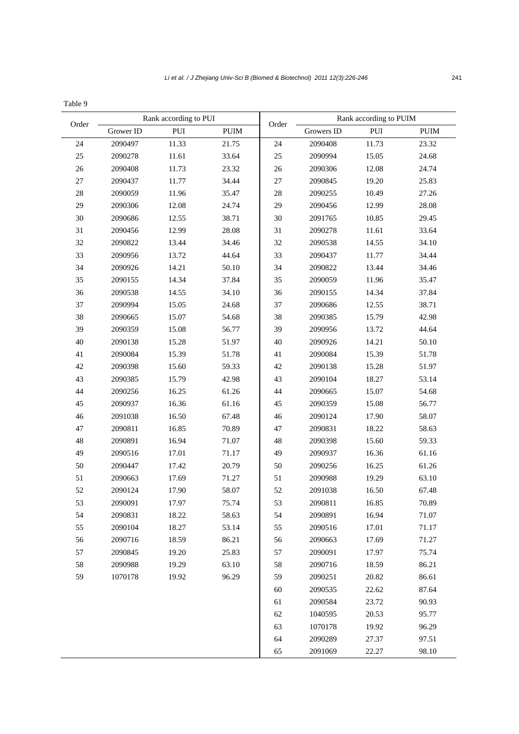Table 9

| Order | Rank according to PUI | | | Order | Rank according to PUIM | | |
|---|---|---|---|---|---|---|---|
| | Grower ID | PUI | PUIM | | Growers ID | PUI | PUIM |
| 24 | 2090497 | 11.33 | 21.75 | 24 | 2090408 | 11.73 | 23.32 |
| 25 | 2090278 | 11.61 | 33.64 | 25 | 2090994 | 15.05 | 24.68 |
| 26 | 2090408 | 11.73 | 23.32 | 26 | 2090306 | 12.08 | 24.74 |
| 27 | 2090437 | 11.77 | 34.44 | 27 | 2090845 | 19.20 | 25.83 |
| 28 | 2090059 | 11.96 | 35.47 | 28 | 2090255 | 10.49 | 27.26 |
| 29 | 2090306 | 12.08 | 24.74 | 29 | 2090456 | 12.99 | 28.08 |
| 30 | 2090686 | 12.55 | 38.71 | 30 | 2091765 | 10.85 | 29.45 |
| 31 | 2090456 | 12.99 | 28.08 | 31 | 2090278 | 11.61 | 33.64 |
| 32 | 2090822 | 13.44 | 34.46 | 32 | 2090538 | 14.55 | 34.10 |
| 33 | 2090956 | 13.72 | 44.64 | 33 | 2090437 | 11.77 | 34.44 |
| 34 | 2090926 | 14.21 | 50.10 | 34 | 2090822 | 13.44 | 34.46 |
| 35 | 2090155 | 14.34 | 37.84 | 35 | 2090059 | 11.96 | 35.47 |
| 36 | 2090538 | 14.55 | 34.10 | 36 | 2090155 | 14.34 | 37.84 |
| 37 | 2090994 | 15.05 | 24.68 | 37 | 2090686 | 12.55 | 38.71 |
| 38 | 2090665 | 15.07 | 54.68 | 38 | 2090385 | 15.79 | 42.98 |
| 39 | 2090359 | 15.08 | 56.77 | 39 | 2090956 | 13.72 | 44.64 |
| 40 | 2090138 | 15.28 | 51.97 | 40 | 2090926 | 14.21 | 50.10 |
| 41 | 2090084 | 15.39 | 51.78 | 41 | 2090084 | 15.39 | 51.78 |
| 42 | 2090398 | 15.60 | 59.33 | 42 | 2090138 | 15.28 | 51.97 |
| 43 | 2090385 | 15.79 | 42.98 | 43 | 2090104 | 18.27 | 53.14 |
| 44 | 2090256 | 16.25 | 61.26 | 44 | 2090665 | 15.07 | 54.68 |
| 45 | 2090937 | 16.36 | 61.16 | 45 | 2090359 | 15.08 | 56.77 |
| 46 | 2091038 | 16.50 | 67.48 | 46 | 2090124 | 17.90 | 58.07 |
| 47 | 2090811 | 16.85 | 70.89 | 47 | 2090831 | 18.22 | 58.63 |
| 48 | 2090891 | 16.94 | 71.07 | 48 | 2090398 | 15.60 | 59.33 |
| 49 | 2090516 | 17.01 | 71.17 | 49 | 2090937 | 16.36 | 61.16 |
| 50 | 2090447 | 17.42 | 20.79 | 50 | 2090256 | 16.25 | 61.26 |
| 51 | 2090663 | 17.69 | 71.27 | 51 | 2090988 | 19.29 | 63.10 |
| 52 | 2090124 | 17.90 | 58.07 | 52 | 2091038 | 16.50 | 67.48 |
| 53 | 2090091 | 17.97 | 75.74 | 53 | 2090811 | 16.85 | 70.89 |
| 54 | 2090831 | 18.22 | 58.63 | 54 | 2090891 | 16.94 | 71.07 |
| 55 | 2090104 | 18.27 | 53.14 | 55 | 2090516 | 17.01 | 71.17 |
| 56 | 2090716 | 18.59 | 86.21 | 56 | 2090663 | 17.69 | 71.27 |
| 57 | 2090845 | 19.20 | 25.83 | 57 | 2090091 | 17.97 | 75.74 |
| 58 | 2090988 | 19.29 | 63.10 | 58 | 2090716 | 18.59 | 86.21 |
| 59 | 1070178 | 19.92 | 96.29 | 59 | 2090251 | 20.82 | 86.61 |
| | | | | 60 | 2090535 | 22.62 | 87.64 |
| | | | | 61 | 2090584 | 23.72 | 90.93 |
| | | | | 62 | 1040595 | 20.53 | 95.77 |
| | | | | 63 | 1070178 | 19.92 | 96.29 |
| | | | | 64 | 2090289 | 27.37 | 97.51 |
| | | | | 65 | 2091069 | 22.27 | 98.10 |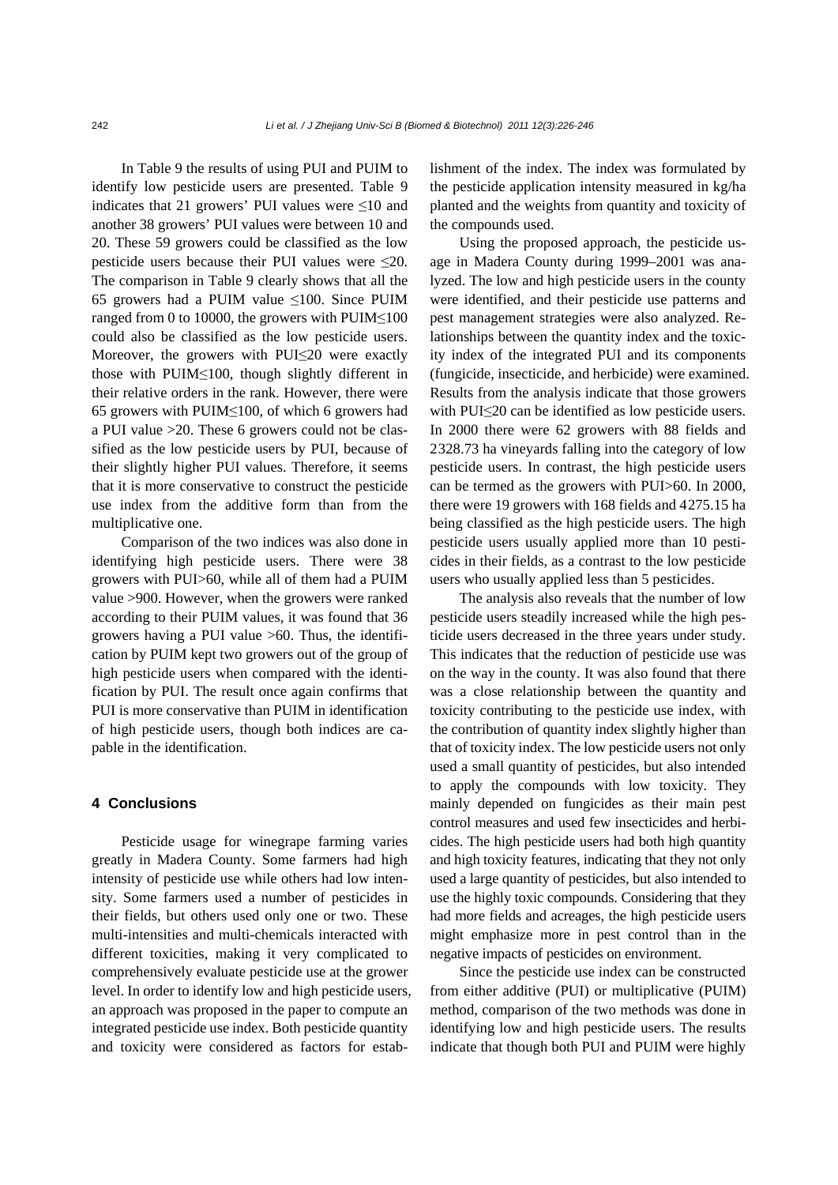In Table 9 the results of using PUI and PUIM to identify low pesticide users are presented. Table 9 indicates that 21 growers' PUI values were ≤10 and another 38 growers' PUI values were between 10 and 20. These 59 growers could be classified as the low pesticide users because their PUI values were ≤20. The comparison in Table 9 clearly shows that all the 65 growers had a PUIM value ≤100. Since PUIM ranged from 0 to 10000, the growers with PUIM≤100 could also be classified as the low pesticide users. Moreover, the growers with PUI≤20 were exactly those with PUIM≤100, though slightly different in their relative orders in the rank. However, there were 65 growers with PUIM≤100, of which 6 growers had a PUI value >20. These 6 growers could not be classified as the low pesticide users by PUI, because of their slightly higher PUI values. Therefore, it seems that it is more conservative to construct the pesticide use index from the additive form than from the multiplicative one.

Comparison of the two indices was also done in identifying high pesticide users. There were 38 growers with PUI>60, while all of them had a PUIM value >900. However, when the growers were ranked according to their PUIM values, it was found that 36 growers having a PUI value >60. Thus, the identification by PUIM kept two growers out of the group of high pesticide users when compared with the identification by PUI. The result once again confirms that PUI is more conservative than PUIM in identification of high pesticide users, though both indices are capable in the identification.

## 4 Conclusions

Pesticide usage for winegrape farming varies greatly in Madera County. Some farmers had high intensity of pesticide use while others had low intensity. Some farmers used a number of pesticides in their fields, but others used only one or two. These multi-intensities and multi-chemicals interacted with different toxicities, making it very complicated to comprehensively evaluate pesticide use at the grower level. In order to identify low and high pesticide users, an approach was proposed in the paper to compute an integrated pesticide use index. Both pesticide quantity and toxicity were considered as factors for establishment of the index. The index was formulated by the pesticide application intensity measured in kg/ha planted and the weights from quantity and toxicity of the compounds used.

Using the proposed approach, the pesticide usage in Madera County during 1999–2001 was analyzed. The low and high pesticide users in the county were identified, and their pesticide use patterns and pest management strategies were also analyzed. Relationships between the quantity index and the toxicity index of the integrated PUI and its components (fungicide, insecticide, and herbicide) were examined. Results from the analysis indicate that those growers with PUI≤20 can be identified as low pesticide users. In 2000 there were 62 growers with 88 fields and 2328.73 ha vineyards falling into the category of low pesticide users. In contrast, the high pesticide users can be termed as the growers with PUI>60. In 2000, there were 19 growers with 168 fields and 4275.15 ha being classified as the high pesticide users. The high pesticide users usually applied more than 10 pesticides in their fields, as a contrast to the low pesticide users who usually applied less than 5 pesticides.

The analysis also reveals that the number of low pesticide users steadily increased while the high pesticide users decreased in the three years under study. This indicates that the reduction of pesticide use was on the way in the county. It was also found that there was a close relationship between the quantity and toxicity contributing to the pesticide use index, with the contribution of quantity index slightly higher than that of toxicity index. The low pesticide users not only used a small quantity of pesticides, but also intended to apply the compounds with low toxicity. They mainly depended on fungicides as their main pest control measures and used few insecticides and herbicides. The high pesticide users had both high quantity and high toxicity features, indicating that they not only used a large quantity of pesticides, but also intended to use the highly toxic compounds. Considering that they had more fields and acreages, the high pesticide users might emphasize more in pest control than in the negative impacts of pesticides on environment.

Since the pesticide use index can be constructed from either additive (PUI) or multiplicative (PUIM) method, comparison of the two methods was done in identifying low and high pesticide users. The results indicate that though both PUI and PUIM were highly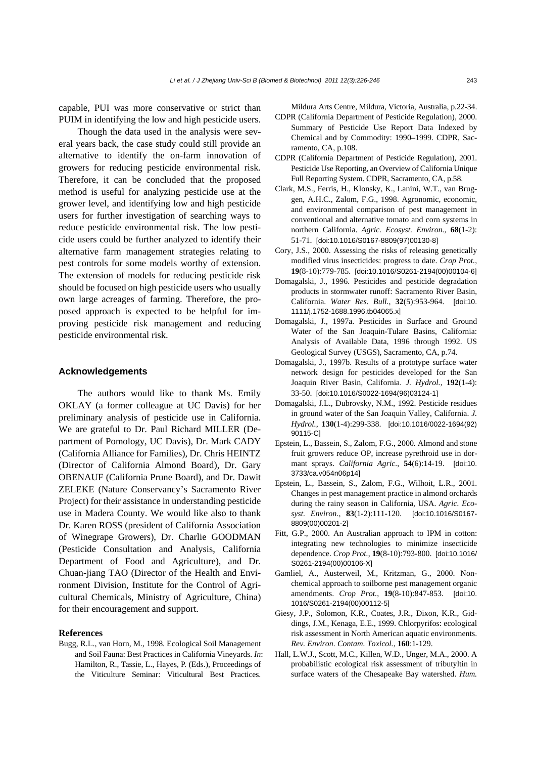capable, PUI was more conservative or strict than PUIM in identifying the low and high pesticide users.

Though the data used in the analysis were several years back, the case study could still provide an alternative to identify the on-farm innovation of growers for reducing pesticide environmental risk. Therefore, it can be concluded that the proposed method is useful for analyzing pesticide use at the grower level, and identifying low and high pesticide users for further investigation of searching ways to reduce pesticide environmental risk. The low pesticide users could be further analyzed to identify their alternative farm management strategies relating to pest controls for some models worthy of extension. The extension of models for reducing pesticide risk should be focused on high pesticide users who usually own large acreages of farming. Therefore, the proposed approach is expected to be helpful for improving pesticide risk management and reducing pesticide environmental risk.

## Acknowledgements

The authors would like to thank Ms. Emily OKLAY (a former colleague at UC Davis) for her preliminary analysis of pesticide use in California. We are grateful to Dr. Paul Richard MILLER (Department of Pomology, UC Davis), Dr. Mark CADY (California Alliance for Families), Dr. Chris HEINTZ (Director of California Almond Board), Dr. Gary OBENAUF (California Prune Board), and Dr. Dawit ZELEKE (Nature Conservancy's Sacramento River Project) for their assistance in understanding pesticide use in Madera County. We would like also to thank Dr. Karen ROSS (president of California Association of Winegrape Growers), Dr. Charlie GOODMAN (Pesticide Consultation and Analysis, California Department of Food and Agriculture), and Dr. Chuan-jiang TAO (Director of the Health and Environment Division, Institute for the Control of Agricultural Chemicals, Ministry of Agriculture, China) for their encouragement and support.

## References

Bugg, R.L., van Horn, M., 1998. Ecological Soil Management and Soil Fauna: Best Practices in California Vineyards. *In*: Hamilton, R., Tassie, L., Hayes, P. (Eds.), Proceedings of the Viticulture Seminar: Viticultural Best Practices. Mildura Arts Centre, Mildura, Victoria, Australia, p.22-34.

CDPR (California Department of Pesticide Regulation), 2000. Summary of Pesticide Use Report Data Indexed by Chemical and by Commodity: 1990–1999. CDPR, Sacramento, CA, p.108.

CDPR (California Department of Pesticide Regulation), 2001. Pesticide Use Reporting, an Overview of California Unique Full Reporting System. CDPR, Sacramento, CA, p.58.

Clark, M.S., Ferris, H., Klonsky, K., Lanini, W.T., van Bruggen, A.H.C., Zalom, F.G., 1998. Agronomic, economic, and environmental comparison of pest management in conventional and alternative tomato and corn systems in northern California. *Agric. Ecosyst. Environ.*, **68**(1-2): 51-71. [doi:10.1016/S0167-8809(97)00130-8]

Cory, J.S., 2000. Assessing the risks of releasing genetically modified virus insecticides: progress to date. *Crop Prot.*, **19**(8-10):779-785. [doi:10.1016/S0261-2194(00)00104-6]

Domagalski, J., 1996. Pesticides and pesticide degradation products in stormwater runoff: Sacramento River Basin, California. *Water Res. Bull.*, **32**(5):953-964. [doi:10.1111/j.1752-1688.1996.tb04065.x]

Domagalski, J., 1997a. Pesticides in Surface and Ground Water of the San Joaquin-Tulare Basins, California: Analysis of Available Data, 1996 through 1992. US Geological Survey (USGS), Sacramento, CA, p.74.

Domagalski, J., 1997b. Results of a prototype surface water network design for pesticides developed for the San Joaquin River Basin, California. *J. Hydrol.*, **192**(1-4): 33-50. [doi:10.1016/S0022-1694(96)03124-1]

Domagalski, J.L., Dubrovsky, N.M., 1992. Pesticide residues in ground water of the San Joaquin Valley, California. *J. Hydrol.*, **130**(1-4):299-338. [doi:10.1016/0022-1694(92)90115-C]

Epstein, L., Bassein, S., Zalom, F.G., 2000. Almond and stone fruit growers reduce OP, increase pyrethroid use in dormant sprays. *California Agric.*, **54**(6):14-19. [doi:10.3733/ca.v054n06p14]

Epstein, L., Bassein, S., Zalom, F.G., Wilhoit, L.R., 2001. Changes in pest management practice in almond orchards during the rainy season in California, USA. *Agric. Ecosyst. Environ.*, **83**(1-2):111-120. [doi:10.1016/S0167-8809(00)00201-2]

Fitt, G.P., 2000. An Australian approach to IPM in cotton: integrating new technologies to minimize insecticide dependence. *Crop Prot.*, **19**(8-10):793-800. [doi:10.1016/S0261-2194(00)00106-X]

Gamliel, A., Austerweil, M., Kritzman, G., 2000. Non-chemical approach to soilborne pest management organic amendments. *Crop Prot.*, **19**(8-10):847-853. [doi:10.1016/S0261-2194(00)00112-5]

Giesy, J.P., Solomon, K.R., Coates, J.R., Dixon, K.R., Giddings, J.M., Kenaga, E.E., 1999. Chlorpyrifos: ecological risk assessment in North American aquatic environments. *Rev. Environ. Contam. Toxicol.*, **160**:1-129.

Hall, L.W.J., Scott, M.C., Killen, W.D., Unger, M.A., 2000. A probabilistic ecological risk assessment of tributyltin in surface waters of the Chesapeake Bay watershed. *Hum.*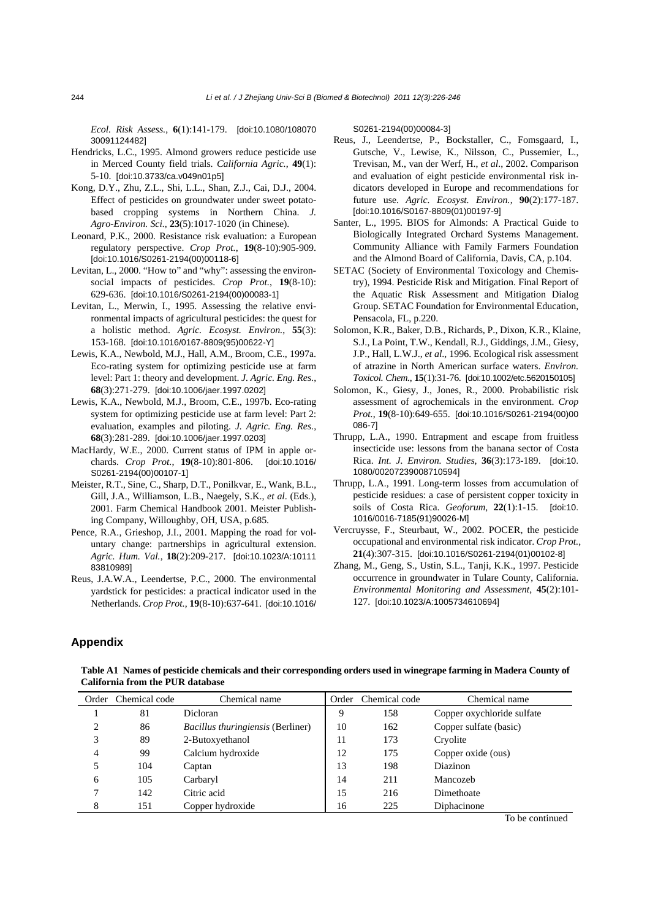*Ecol. Risk Assess.*, **6**(1):141-179. [doi:10.1080/10807030091124482]

Hendricks, L.C., 1995. Almond growers reduce pesticide use in Merced County field trials. *California Agric.*, **49**(1): 5-10. [doi:10.3733/ca.v049n01p5]

Kong, D.Y., Zhu, Z.L., Shi, L.L., Shan, Z.J., Cai, D.J., 2004. Effect of pesticides on groundwater under sweet potato-based cropping systems in Northern China. *J. Agro-Environ. Sci.*, **23**(5):1017-1020 (in Chinese).

Leonard, P.K., 2000. Resistance risk evaluation: a European regulatory perspective. *Crop Prot.*, **19**(8-10):905-909. [doi:10.1016/S0261-2194(00)00118-6]

Levitan, L., 2000. "How to" and "why": assessing the enviro-social impacts of pesticides. *Crop Prot.*, **19**(8-10): 629-636. [doi:10.1016/S0261-2194(00)00083-1]

Levitan, L., Merwin, I., 1995. Assessing the relative environmental impacts of agricultural pesticides: the quest for a holistic method. *Agric. Ecosyst. Environ.*, **55**(3): 153-168. [doi:10.1016/0167-8809(95)00622-Y]

Lewis, K.A., Newbold, M.J., Hall, A.M., Broom, C.E., 1997a. Eco-rating system for optimizing pesticide use at farm level: Part 1: theory and development. *J. Agric. Eng. Res.*, **68**(3):271-279. [doi:10.1006/jaer.1997.0202]

Lewis, K.A., Newbold, M.J., Broom, C.E., 1997b. Eco-rating system for optimizing pesticide use at farm level: Part 2: evaluation, examples and piloting. *J. Agric. Eng. Res.*, **68**(3):281-289. [doi:10.1006/jaer.1997.0203]

MacHardy, W.E., 2000. Current status of IPM in apple orchards. *Crop Prot.*, **19**(8-10):801-806. [doi:10.1016/S0261-2194(00)00107-1]

Meister, R.T., Sine, C., Sharp, D.T., Ponilkvar, E., Wank, B.L., Gill, J.A., Williamson, L.B., Naegely, S.K., *et al*. (Eds.), 2001. Farm Chemical Handbook 2001. Meister Publishing Company, Willoughby, OH, USA, p.685.

Pence, R.A., Grieshop, J.I., 2001. Mapping the road for voluntary change: partnerships in agricultural extension. *Agric. Hum. Val.*, **18**(2):209-217. [doi:10.1023/A:1011183810989]

Reus, J.A.W.A., Leendertse, P.C., 2000. The environmental yardstick for pesticides: a practical indicator used in the Netherlands. *Crop Prot.*, **19**(8-10):637-641. [doi:10.1016/S0261-2194(00)00084-3]

Reus, J., Leendertse, P., Bockstaller, C., Fomsgaard, I., Gutsche, V., Lewise, K., Nilsson, C., Pussemier, L., Trevisan, M., van der Werf, H., *et al*., 2002. Comparison and evaluation of eight pesticide environmental risk indicators developed in Europe and recommendations for future use. *Agric. Ecosyst. Environ.*, **90**(2):177-187. [doi:10.1016/S0167-8809(01)00197-9]

Santer, L., 1995. BIOS for Almonds: A Practical Guide to Biologically Integrated Orchard Systems Management. Community Alliance with Family Farmers Foundation and the Almond Board of California, Davis, CA, p.104.

SETAC (Society of Environmental Toxicology and Chemistry), 1994. Pesticide Risk and Mitigation. Final Report of the Aquatic Risk Assessment and Mitigation Dialog Group. SETAC Foundation for Environmental Education, Pensacola, FL, p.220.

Solomon, K.R., Baker, D.B., Richards, P., Dixon, K.R., Klaine, S.J., La Point, T.W., Kendall, R.J., Giddings, J.M., Giesy, J.P., Hall, L.W.J., *et al*., 1996. Ecological risk assessment of atrazine in North American surface waters. *Environ. Toxicol. Chem.*, **15**(1):31-76. [doi:10.1002/etc.5620150105]

Solomon, K., Giesy, J., Jones, R., 2000. Probabilistic risk assessment of agrochemicals in the environment. *Crop Prot.*, **19**(8-10):649-655. [doi:10.1016/S0261-2194(00)00086-7]

Thrupp, L.A., 1990. Entrapment and escape from fruitless insecticide use: lessons from the banana sector of Costa Rica. *Int. J. Environ. Studies*, **36**(3):173-189. [doi:10.1080/00207239008710594]

Thrupp, L.A., 1991. Long-term losses from accumulation of pesticide residues: a case of persistent copper toxicity in soils of Costa Rica. *Geoforum*, **22**(1):1-15. [doi:10.1016/0016-7185(91)90026-M]

Vercruysse, F., Steurbaut, W., 2002. POCER, the pesticide occupational and environmental risk indicator. *Crop Prot.*, **21**(4):307-315. [doi:10.1016/S0261-2194(01)00102-8]

Zhang, M., Geng, S., Ustin, S.L., Tanji, K.K., 1997. Pesticide occurrence in groundwater in Tulare County, California. *Environmental Monitoring and Assessment*, **45**(2):101-127. [doi:10.1023/A:1005734610694]

## Appendix

**Table A1 Names of pesticide chemicals and their corresponding orders used in winegrape farming in Madera County of California from the PUR database**

| Order | Chemical code | Chemical name | Order | Chemical code | Chemical name |
|---|---|---|---|---|---|
| 1 | 81 | Dicloran | 9 | 158 | Copper oxychloride sulfate |
| 2 | 86 | *Bacillus thuringiensis* (Berliner) | 10 | 162 | Copper sulfate (basic) |
| 3 | 89 | 2-Butoxyethanol | 11 | 173 | Cryolite |
| 4 | 99 | Calcium hydroxide | 12 | 175 | Copper oxide (ous) |
| 5 | 104 | Captan | 13 | 198 | Diazinon |
| 6 | 105 | Carbaryl | 14 | 211 | Mancozeb |
| 7 | 142 | Citric acid | 15 | 216 | Dimethoate |
| 8 | 151 | Copper hydroxide | 16 | 225 | Diphacinone |

To be continued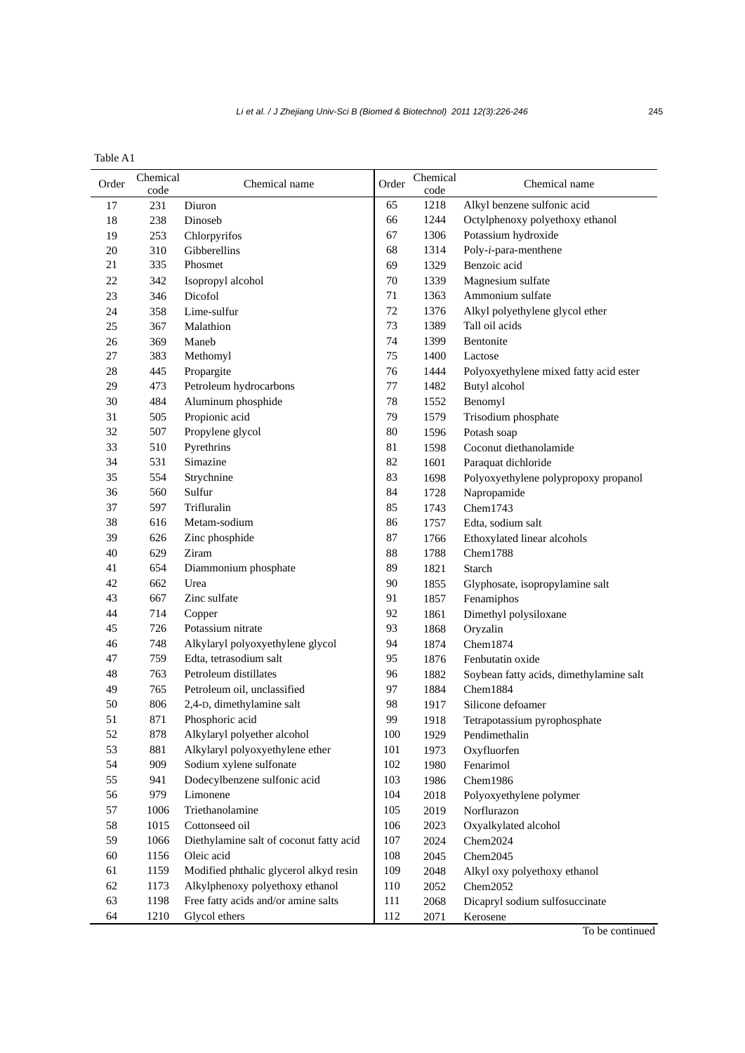Table A1

| Order | Chemical code | Chemical name | Order | Chemical code | Chemical name |
|---|---|---|---|---|---|
| 17 | 231 | Diuron | 65 | 1218 | Alkyl benzene sulfonic acid |
| 18 | 238 | Dinoseb | 66 | 1244 | Octylphenoxy polyethoxy ethanol |
| 19 | 253 | Chlorpyrifos | 67 | 1306 | Potassium hydroxide |
| 20 | 310 | Gibberellins | 68 | 1314 | Poly-*i*-para-menthene |
| 21 | 335 | Phosmet | 69 | 1329 | Benzoic acid |
| 22 | 342 | Isopropyl alcohol | 70 | 1339 | Magnesium sulfate |
| 23 | 346 | Dicofol | 71 | 1363 | Ammonium sulfate |
| 24 | 358 | Lime-sulfur | 72 | 1376 | Alkyl polyethylene glycol ether |
| 25 | 367 | Malathion | 73 | 1389 | Tall oil acids |
| 26 | 369 | Maneb | 74 | 1399 | Bentonite |
| 27 | 383 | Methomyl | 75 | 1400 | Lactose |
| 28 | 445 | Propargite | 76 | 1444 | Polyoxyethylene mixed fatty acid ester |
| 29 | 473 | Petroleum hydrocarbons | 77 | 1482 | Butyl alcohol |
| 30 | 484 | Aluminum phosphide | 78 | 1552 | Benomyl |
| 31 | 505 | Propionic acid | 79 | 1579 | Trisodium phosphate |
| 32 | 507 | Propylene glycol | 80 | 1596 | Potash soap |
| 33 | 510 | Pyrethrins | 81 | 1598 | Coconut diethanolamide |
| 34 | 531 | Simazine | 82 | 1601 | Paraquat dichloride |
| 35 | 554 | Strychnine | 83 | 1698 | Polyoxyethylene polypropoxy propanol |
| 36 | 560 | Sulfur | 84 | 1728 | Napropamide |
| 37 | 597 | Trifluralin | 85 | 1743 | Chem1743 |
| 38 | 616 | Metam-sodium | 86 | 1757 | Edta, sodium salt |
| 39 | 626 | Zinc phosphide | 87 | 1766 | Ethoxylated linear alcohols |
| 40 | 629 | Ziram | 88 | 1788 | Chem1788 |
| 41 | 654 | Diammonium phosphate | 89 | 1821 | Starch |
| 42 | 662 | Urea | 90 | 1855 | Glyphosate, isopropylamine salt |
| 43 | 667 | Zinc sulfate | 91 | 1857 | Fenamiphos |
| 44 | 714 | Copper | 92 | 1861 | Dimethyl polysiloxane |
| 45 | 726 | Potassium nitrate | 93 | 1868 | Oryzalin |
| 46 | 748 | Alkylaryl polyoxyethylene glycol | 94 | 1874 | Chem1874 |
| 47 | 759 | Edta, tetrasodium salt | 95 | 1876 | Fenbutatin oxide |
| 48 | 763 | Petroleum distillates | 96 | 1882 | Soybean fatty acids, dimethylamine salt |
| 49 | 765 | Petroleum oil, unclassified | 97 | 1884 | Chem1884 |
| 50 | 806 | 2,4-D, dimethylamine salt | 98 | 1917 | Silicone defoamer |
| 51 | 871 | Phosphoric acid | 99 | 1918 | Tetrapotassium pyrophosphate |
| 52 | 878 | Alkylaryl polyether alcohol | 100 | 1929 | Pendimethalin |
| 53 | 881 | Alkylaryl polyoxyethylene ether | 101 | 1973 | Oxyfluorfen |
| 54 | 909 | Sodium xylene sulfonate | 102 | 1980 | Fenarimol |
| 55 | 941 | Dodecylbenzene sulfonic acid | 103 | 1986 | Chem1986 |
| 56 | 979 | Limonene | 104 | 2018 | Polyoxyethylene polymer |
| 57 | 1006 | Triethanolamine | 105 | 2019 | Norflurazon |
| 58 | 1015 | Cottonseed oil | 106 | 2023 | Oxyalkylated alcohol |
| 59 | 1066 | Diethylamine salt of coconut fatty acid | 107 | 2024 | Chem2024 |
| 60 | 1156 | Oleic acid | 108 | 2045 | Chem2045 |
| 61 | 1159 | Modified phthalic glycerol alkyd resin | 109 | 2048 | Alkyl oxy polyethoxy ethanol |
| 62 | 1173 | Alkylphenoxy polyethoxy ethanol | 110 | 2052 | Chem2052 |
| 63 | 1198 | Free fatty acids and/or amine salts | 111 | 2068 | Dicapryl sodium sulfosuccinate |
| 64 | 1210 | Glycol ethers | 112 | 2071 | Kerosene |

To be continued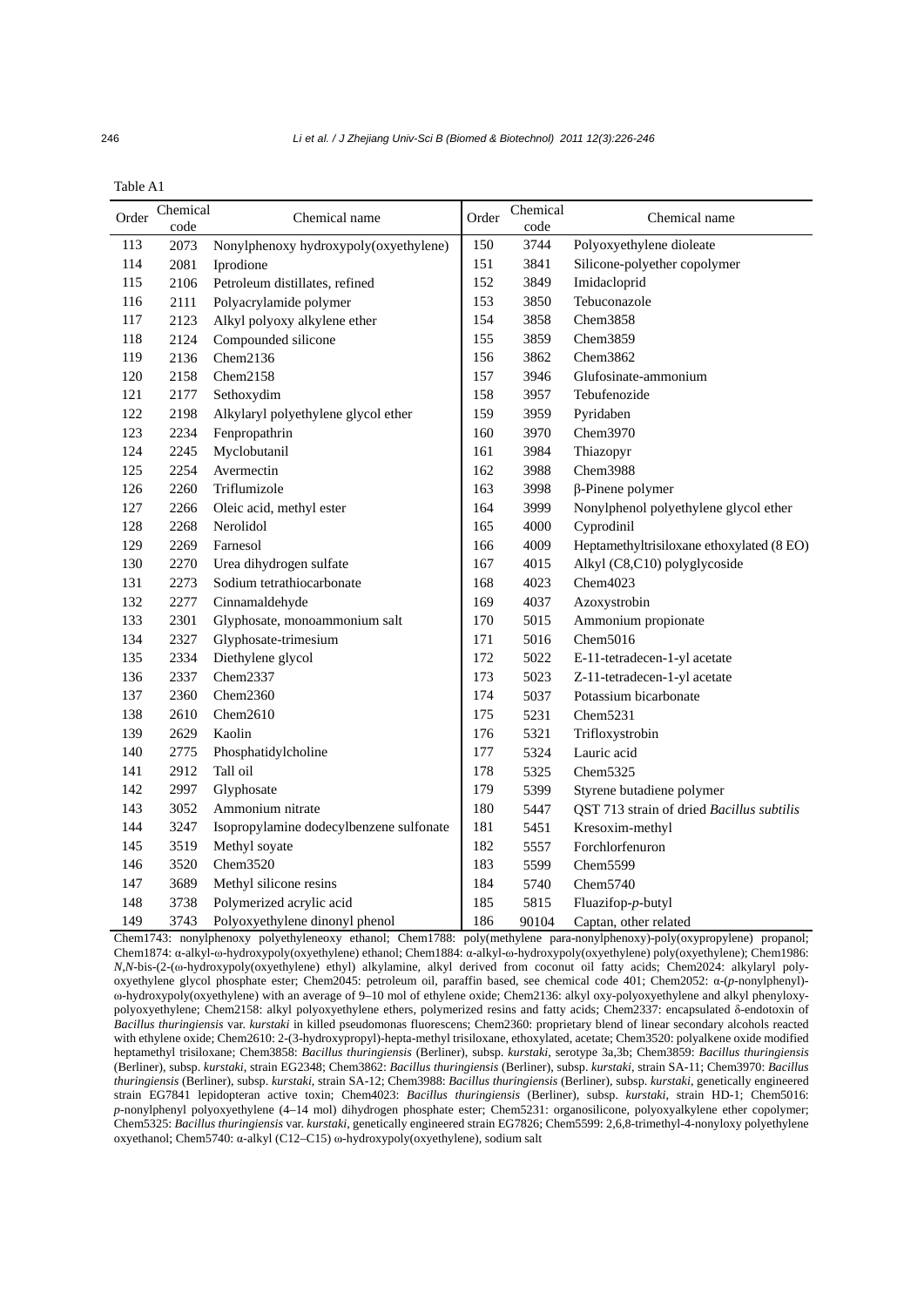Table A1

| Order | Chemical code | Chemical name | Order | Chemical code | Chemical name |
|---|---|---|---|---|---|
| 113 | 2073 | Nonylphenoxy hydroxypoly(oxyethylene) | 150 | 3744 | Polyoxyethylene dioleate |
| 114 | 2081 | Iprodione | 151 | 3841 | Silicone-polyether copolymer |
| 115 | 2106 | Petroleum distillates, refined | 152 | 3849 | Imidacloprid |
| 116 | 2111 | Polyacrylamide polymer | 153 | 3850 | Tebuconazole |
| 117 | 2123 | Alkyl polyoxy alkylene ether | 154 | 3858 | Chem3858 |
| 118 | 2124 | Compounded silicone | 155 | 3859 | Chem3859 |
| 119 | 2136 | Chem2136 | 156 | 3862 | Chem3862 |
| 120 | 2158 | Chem2158 | 157 | 3946 | Glufosinate-ammonium |
| 121 | 2177 | Sethoxydim | 158 | 3957 | Tebufenozide |
| 122 | 2198 | Alkylaryl polyethylene glycol ether | 159 | 3959 | Pyridaben |
| 123 | 2234 | Fenpropathrin | 160 | 3970 | Chem3970 |
| 124 | 2245 | Myclobutanil | 161 | 3984 | Thiazopyr |
| 125 | 2254 | Avermectin | 162 | 3988 | Chem3988 |
| 126 | 2260 | Triflumizole | 163 | 3998 | β-Pinene polymer |
| 127 | 2266 | Oleic acid, methyl ester | 164 | 3999 | Nonylphenol polyethylene glycol ether |
| 128 | 2268 | Nerolidol | 165 | 4000 | Cyprodinil |
| 129 | 2269 | Farnesol | 166 | 4009 | Heptamethyltrisiloxane ethoxylated (8 EO) |
| 130 | 2270 | Urea dihydrogen sulfate | 167 | 4015 | Alkyl (C8,C10) polyglycoside |
| 131 | 2273 | Sodium tetrathiocarbonate | 168 | 4023 | Chem4023 |
| 132 | 2277 | Cinnamaldehyde | 169 | 4037 | Azoxystrobin |
| 133 | 2301 | Glyphosate, monoammonium salt | 170 | 5015 | Ammonium propionate |
| 134 | 2327 | Glyphosate-trimesium | 171 | 5016 | Chem5016 |
| 135 | 2334 | Diethylene glycol | 172 | 5022 | E-11-tetradecen-1-yl acetate |
| 136 | 2337 | Chem2337 | 173 | 5023 | Z-11-tetradecen-1-yl acetate |
| 137 | 2360 | Chem2360 | 174 | 5037 | Potassium bicarbonate |
| 138 | 2610 | Chem2610 | 175 | 5231 | Chem5231 |
| 139 | 2629 | Kaolin | 176 | 5321 | Trifloxystrobin |
| 140 | 2775 | Phosphatidylcholine | 177 | 5324 | Lauric acid |
| 141 | 2912 | Tall oil | 178 | 5325 | Chem5325 |
| 142 | 2997 | Glyphosate | 179 | 5399 | Styrene butadiene polymer |
| 143 | 3052 | Ammonium nitrate | 180 | 5447 | QST 713 strain of dried *Bacillus subtilis* |
| 144 | 3247 | Isopropylamine dodecylbenzene sulfonate | 181 | 5451 | Kresoxim-methyl |
| 145 | 3519 | Methyl soyate | 182 | 5557 | Forchlorfenuron |
| 146 | 3520 | Chem3520 | 183 | 5599 | Chem5599 |
| 147 | 3689 | Methyl silicone resins | 184 | 5740 | Chem5740 |
| 148 | 3738 | Polymerized acrylic acid | 185 | 5815 | Fluazifop-*p*-butyl |
| 149 | 3743 | Polyoxyethylene dinonyl phenol | 186 | 90104 | Captan, other related |

Chem1743: nonylphenoxy polyethyleneoxy ethanol; Chem1788: poly(methylene para-nonylphenoxy)-poly(oxypropylene) propanol; Chem1874: α-alkyl-ω-hydroxypoly(oxyethylene) ethanol; Chem1884: α-alkyl-ω-hydroxypoly(oxyethylene) poly(oxyethylene); Chem1986: *N*,*N*-bis-(2-(ω-hydroxypoly(oxyethylene) ethyl) alkylamine, alkyl derived from coconut oil fatty acids; Chem2024: alkylaryl polyoxyethylene glycol phosphate ester; Chem2045: petroleum oil, paraffin based, see chemical code 401; Chem2052: α-(*p*-nonylphenyl)-ω-hydroxypoly(oxyethylene) with an average of 9–10 mol of ethylene oxide; Chem2136: alkyl oxy-polyoxyethylene and alkyl phenyloxy-polyoxyethylene; Chem2158: alkyl polyoxyethylene ethers, polymerized resins and fatty acids; Chem2337: encapsulated δ-endotoxin of *Bacillus thuringiensis* var. *kurstaki* in killed pseudomonas fluorescens; Chem2360: proprietary blend of linear secondary alcohols reacted with ethylene oxide; Chem2610: 2-(3-hydroxypropyl)-hepta-methyl trisiloxane, ethoxylated, acetate; Chem3520: polyalkene oxide modified heptamethyl trisiloxane; Chem3858: *Bacillus thuringiensis* (Berliner), subsp. *kurstaki*, serotype 3a,3b; Chem3859: *Bacillus thuringiensis* (Berliner), subsp. *kurstaki*, strain EG2348; Chem3862: *Bacillus thuringiensis* (Berliner), subsp. *kurstaki*, strain SA-11; Chem3970: *Bacillus thuringiensis* (Berliner), subsp. *kurstaki*, strain SA-12; Chem3988: *Bacillus thuringiensis* (Berliner), subsp. *kurstaki*, genetically engineered strain EG7841 lepidopteran active toxin; Chem4023: *Bacillus thuringiensis* (Berliner), subsp. *kurstaki*, strain HD-1; Chem5016: *p*-nonylphenyl polyoxyethylene (4–14 mol) dihydrogen phosphate ester; Chem5231: organosilicone, polyoxyalkylene ether copolymer; Chem5325: *Bacillus thuringiensis* var. *kurstaki*, genetically engineered strain EG7826; Chem5599: 2,6,8-trimethyl-4-nonyloxy polyethylene oxyethanol; Chem5740: α-alkyl (C12–C15) ω-hydroxypoly(oxyethylene), sodium salt